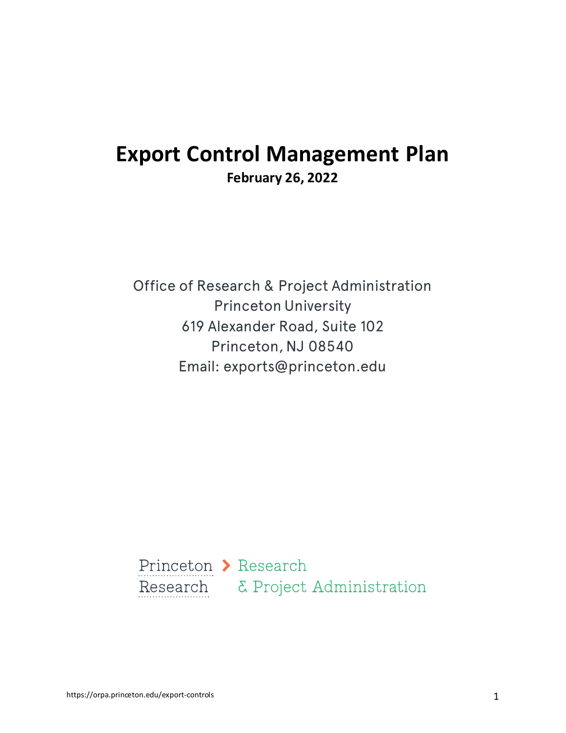# Export Control Management Plan

**February 26, 2022**

Office of Research & Project Administration
Princeton University
619 Alexander Road, Suite 102
Princeton, NJ 08540
Email: exports@princeton.edu

Princeton Research > Research & Project Administration

https://orpa.princeton.edu/export-controls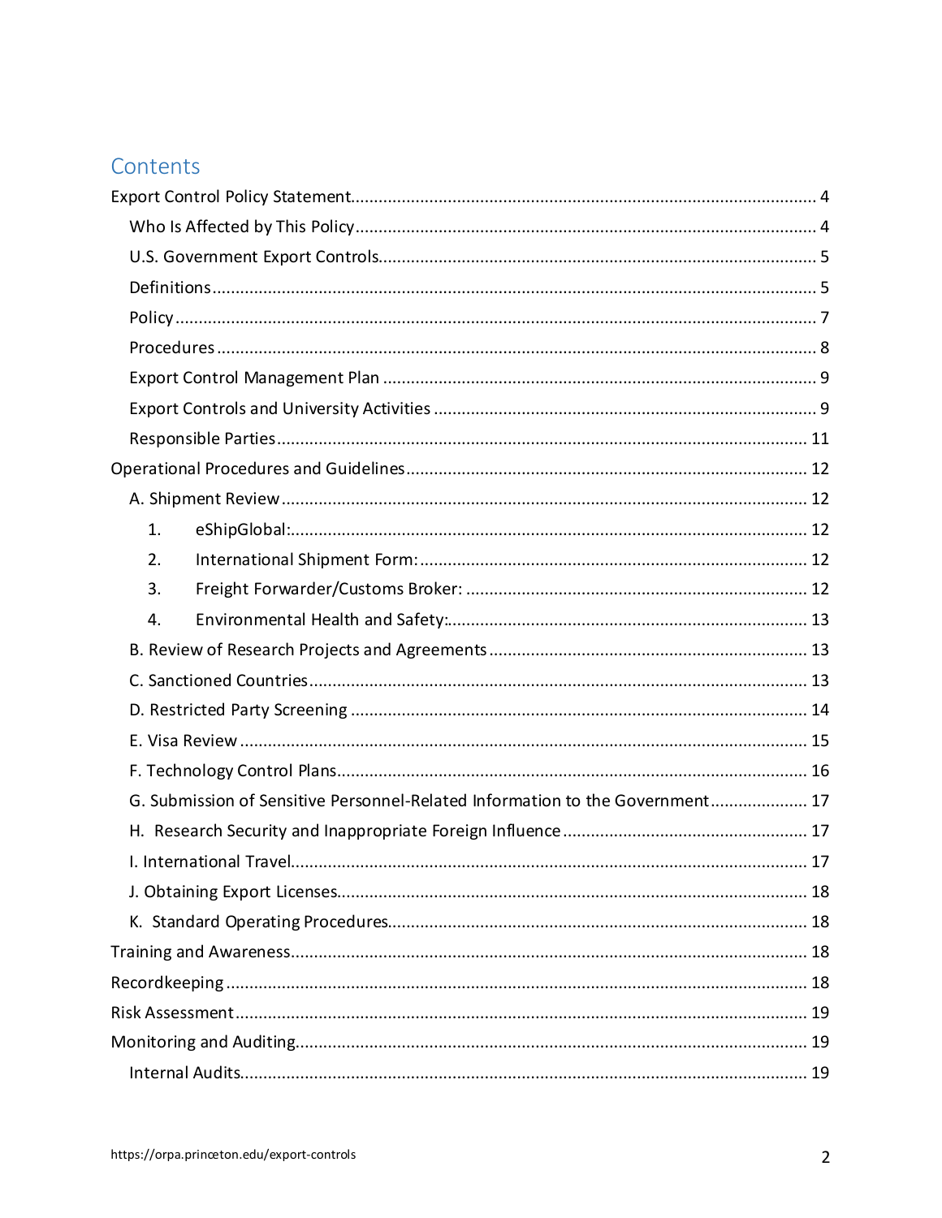# Contents

- Export Control Policy Statement ... 4
  - Who Is Affected by This Policy ... 4
  - U.S. Government Export Controls ... 5
  - Definitions ... 5
  - Policy ... 7
  - Procedures ... 8
  - Export Control Management Plan ... 9
  - Export Controls and University Activities ... 9
  - Responsible Parties ... 11
- Operational Procedures and Guidelines ... 12
  - A. Shipment Review ... 12
    1. eShipGlobal: ... 12
    2. International Shipment Form: ... 12
    3. Freight Forwarder/Customs Broker: ... 12
    4. Environmental Health and Safety: ... 13
  - B. Review of Research Projects and Agreements ... 13
  - C. Sanctioned Countries ... 13
  - D. Restricted Party Screening ... 14
  - E. Visa Review ... 15
  - F. Technology Control Plans ... 16
  - G. Submission of Sensitive Personnel-Related Information to the Government ... 17
  - H. Research Security and Inappropriate Foreign Influence ... 17
  - I. International Travel ... 17
  - J. Obtaining Export Licenses ... 18
  - K. Standard Operating Procedures ... 18
- Training and Awareness ... 18
- Recordkeeping ... 18
- Risk Assessment ... 19
- Monitoring and Auditing ... 19
  - Internal Audits ... 19

https://orpa.princeton.edu/export-controls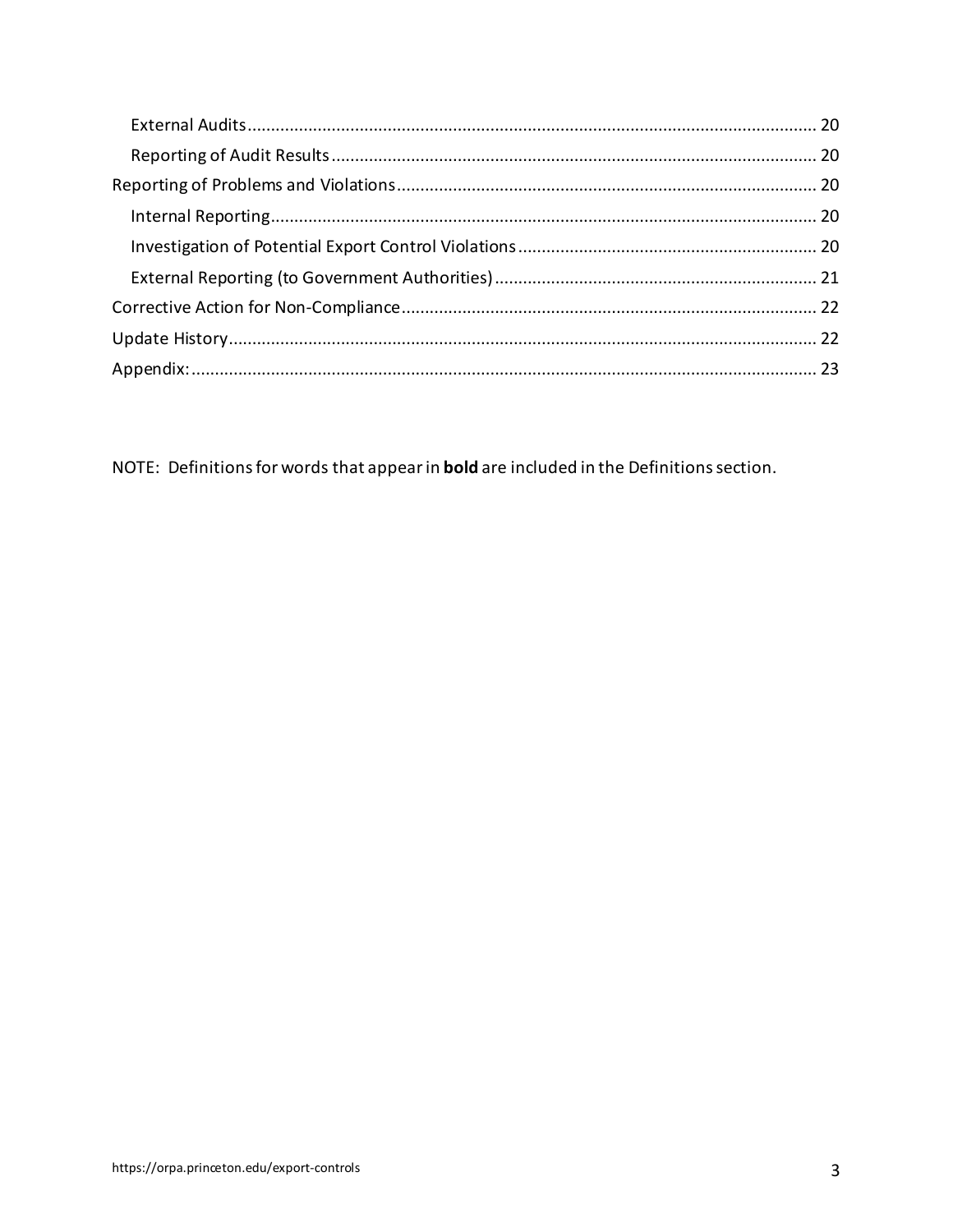- External Audits ........................................................................................................ 20
- Reporting of Audit Results ...................................................................................... 20

Reporting of Problems and Violations ......................................................................... 20

- Internal Reporting ................................................................................................... 20
- Investigation of Potential Export Control Violations ............................................... 20
- External Reporting (to Government Authorities) .................................................... 21

Corrective Action for Non-Compliance ......................................................................... 22

Update History ............................................................................................................. 22

Appendix: ..................................................................................................................... 23

NOTE: Definitions for words that appear in **bold** are included in the Definitions section.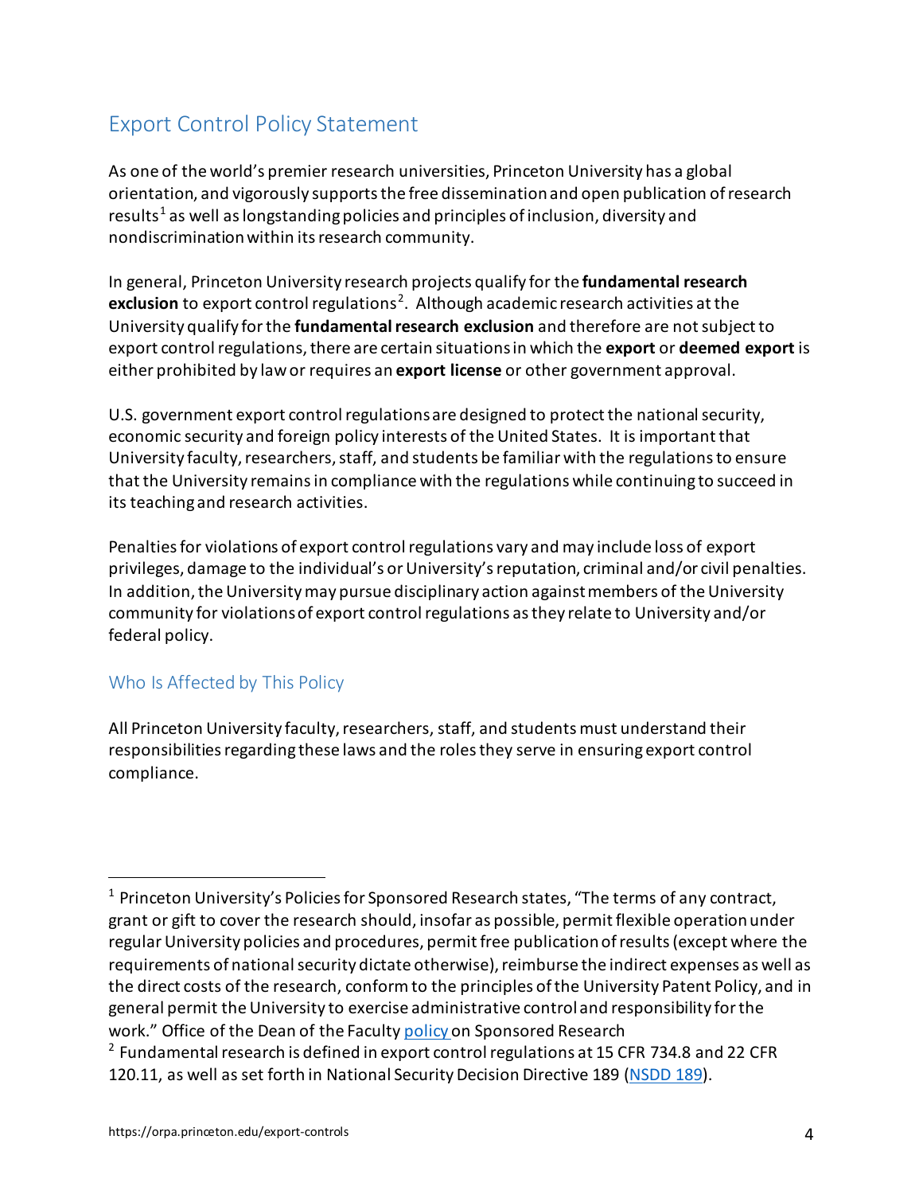## Export Control Policy Statement

As one of the world's premier research universities, Princeton University has a global orientation, and vigorously supports the free dissemination and open publication of research results[1] as well as longstanding policies and principles of inclusion, diversity and nondiscrimination within its research community.

In general, Princeton University research projects qualify for the **fundamental research exclusion** to export control regulations[2]. Although academic research activities at the University qualify for the **fundamental research exclusion** and therefore are not subject to export control regulations, there are certain situations in which the **export** or **deemed export** is either prohibited by law or requires an **export license** or other government approval.

U.S. government export control regulations are designed to protect the national security, economic security and foreign policy interests of the United States. It is important that University faculty, researchers, staff, and students be familiar with the regulations to ensure that the University remains in compliance with the regulations while continuing to succeed in its teaching and research activities.

Penalties for violations of export control regulations vary and may include loss of export privileges, damage to the individual's or University's reputation, criminal and/or civil penalties. In addition, the University may pursue disciplinary action against members of the University community for violations of export control regulations as they relate to University and/or federal policy.

### Who Is Affected by This Policy

All Princeton University faculty, researchers, staff, and students must understand their responsibilities regarding these laws and the roles they serve in ensuring export control compliance.

---

[1] Princeton University's Policies for Sponsored Research states, "The terms of any contract, grant or gift to cover the research should, insofar as possible, permit flexible operation under regular University policies and procedures, permit free publication of results (except where the requirements of national security dictate otherwise), reimburse the indirect expenses as well as the direct costs of the research, conform to the principles of the University Patent Policy, and in general permit the University to exercise administrative control and responsibility for the work." Office of the Dean of the Faculty policy on Sponsored Research

[2] Fundamental research is defined in export control regulations at 15 CFR 734.8 and 22 CFR 120.11, as well as set forth in National Security Decision Directive 189 (NSDD 189).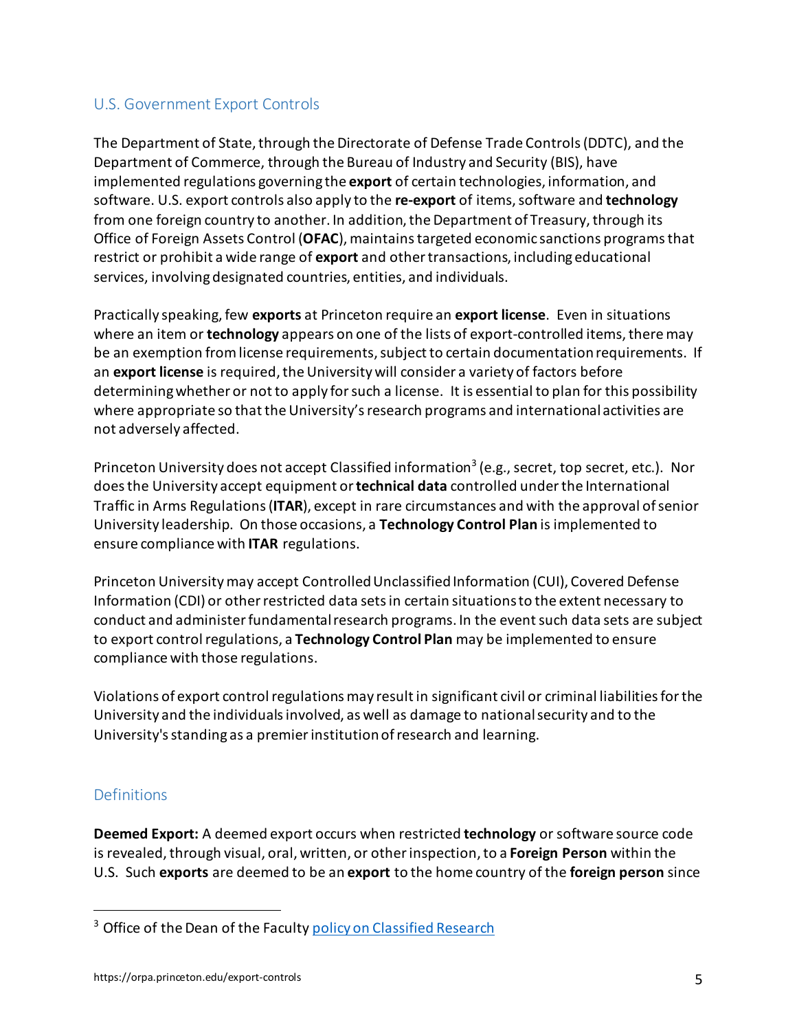## U.S. Government Export Controls

The Department of State, through the Directorate of Defense Trade Controls (DDTC), and the Department of Commerce, through the Bureau of Industry and Security (BIS), have implemented regulations governing the **export** of certain technologies, information, and software. U.S. export controls also apply to the **re-export** of items, software and **technology** from one foreign country to another. In addition, the Department of Treasury, through its Office of Foreign Assets Control (**OFAC**), maintains targeted economic sanctions programs that restrict or prohibit a wide range of **export** and other transactions, including educational services, involving designated countries, entities, and individuals.

Practically speaking, few **exports** at Princeton require an **export license**. Even in situations where an item or **technology** appears on one of the lists of export-controlled items, there may be an exemption from license requirements, subject to certain documentation requirements. If an **export license** is required, the University will consider a variety of factors before determining whether or not to apply for such a license. It is essential to plan for this possibility where appropriate so that the University's research programs and international activities are not adversely affected.

Princeton University does not accept Classified information[3] (e.g., secret, top secret, etc.). Nor does the University accept equipment or **technical data** controlled under the International Traffic in Arms Regulations (**ITAR**), except in rare circumstances and with the approval of senior University leadership. On those occasions, a **Technology Control Plan** is implemented to ensure compliance with **ITAR** regulations.

Princeton University may accept Controlled Unclassified Information (CUI), Covered Defense Information (CDI) or other restricted data sets in certain situations to the extent necessary to conduct and administer fundamental research programs. In the event such data sets are subject to export control regulations, a **Technology Control Plan** may be implemented to ensure compliance with those regulations.

Violations of export control regulations may result in significant civil or criminal liabilities for the University and the individuals involved, as well as damage to national security and to the University's standing as a premier institution of research and learning.

## Definitions

**Deemed Export:** A deemed export occurs when restricted **technology** or software source code is revealed, through visual, oral, written, or other inspection, to a **Foreign Person** within the U.S. Such **exports** are deemed to be an **export** to the home country of the **foreign person** since

---

[3] Office of the Dean of the Faculty policy on Classified Research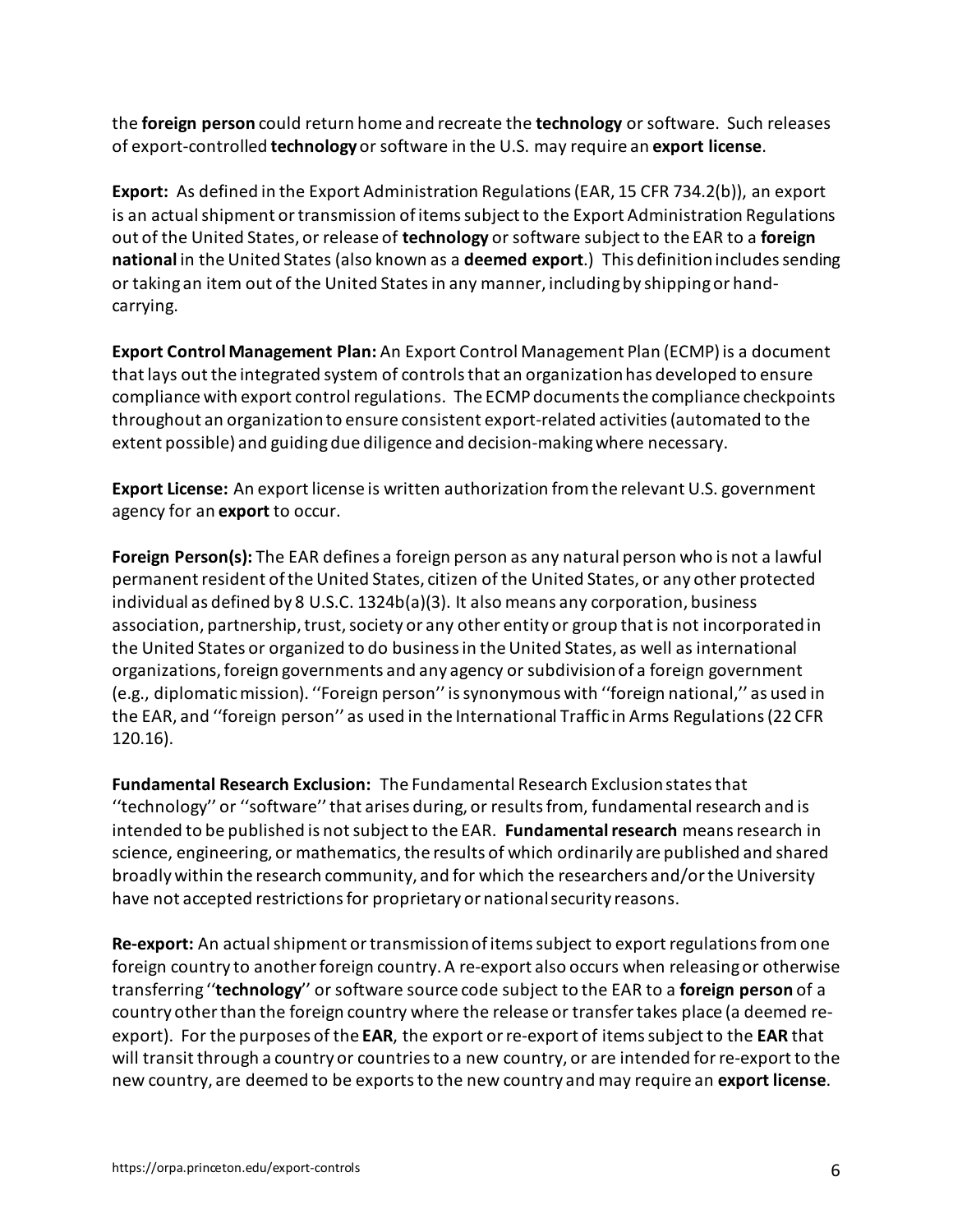the **foreign person** could return home and recreate the **technology** or software. Such releases of export-controlled **technology** or software in the U.S. may require an **export license**.

**Export:** As defined in the Export Administration Regulations (EAR, 15 CFR 734.2(b)), an export is an actual shipment or transmission of items subject to the Export Administration Regulations out of the United States, or release of **technology** or software subject to the EAR to a **foreign national** in the United States (also known as a **deemed export**.) This definition includes sending or taking an item out of the United States in any manner, including by shipping or hand-carrying.

**Export Control Management Plan:** An Export Control Management Plan (ECMP) is a document that lays out the integrated system of controls that an organization has developed to ensure compliance with export control regulations. The ECMP documents the compliance checkpoints throughout an organization to ensure consistent export-related activities (automated to the extent possible) and guiding due diligence and decision-making where necessary.

**Export License:** An export license is written authorization from the relevant U.S. government agency for an **export** to occur.

**Foreign Person(s):** The EAR defines a foreign person as any natural person who is not a lawful permanent resident of the United States, citizen of the United States, or any other protected individual as defined by 8 U.S.C. 1324b(a)(3). It also means any corporation, business association, partnership, trust, society or any other entity or group that is not incorporated in the United States or organized to do business in the United States, as well as international organizations, foreign governments and any agency or subdivision of a foreign government (e.g., diplomatic mission). ''Foreign person'' is synonymous with ''foreign national,'' as used in the EAR, and ''foreign person'' as used in the International Traffic in Arms Regulations (22 CFR 120.16).

**Fundamental Research Exclusion:** The Fundamental Research Exclusion states that ''technology'' or ''software'' that arises during, or results from, fundamental research and is intended to be published is not subject to the EAR. **Fundamental research** means research in science, engineering, or mathematics, the results of which ordinarily are published and shared broadly within the research community, and for which the researchers and/or the University have not accepted restrictions for proprietary or national security reasons.

**Re-export:** An actual shipment or transmission of items subject to export regulations from one foreign country to another foreign country. A re-export also occurs when releasing or otherwise transferring ''**technology**'' or software source code subject to the EAR to a **foreign person** of a country other than the foreign country where the release or transfer takes place (a deemed re-export). For the purposes of the **EAR**, the export or re-export of items subject to the **EAR** that will transit through a country or countries to a new country, or are intended for re-export to the new country, are deemed to be exports to the new country and may require an **export license**.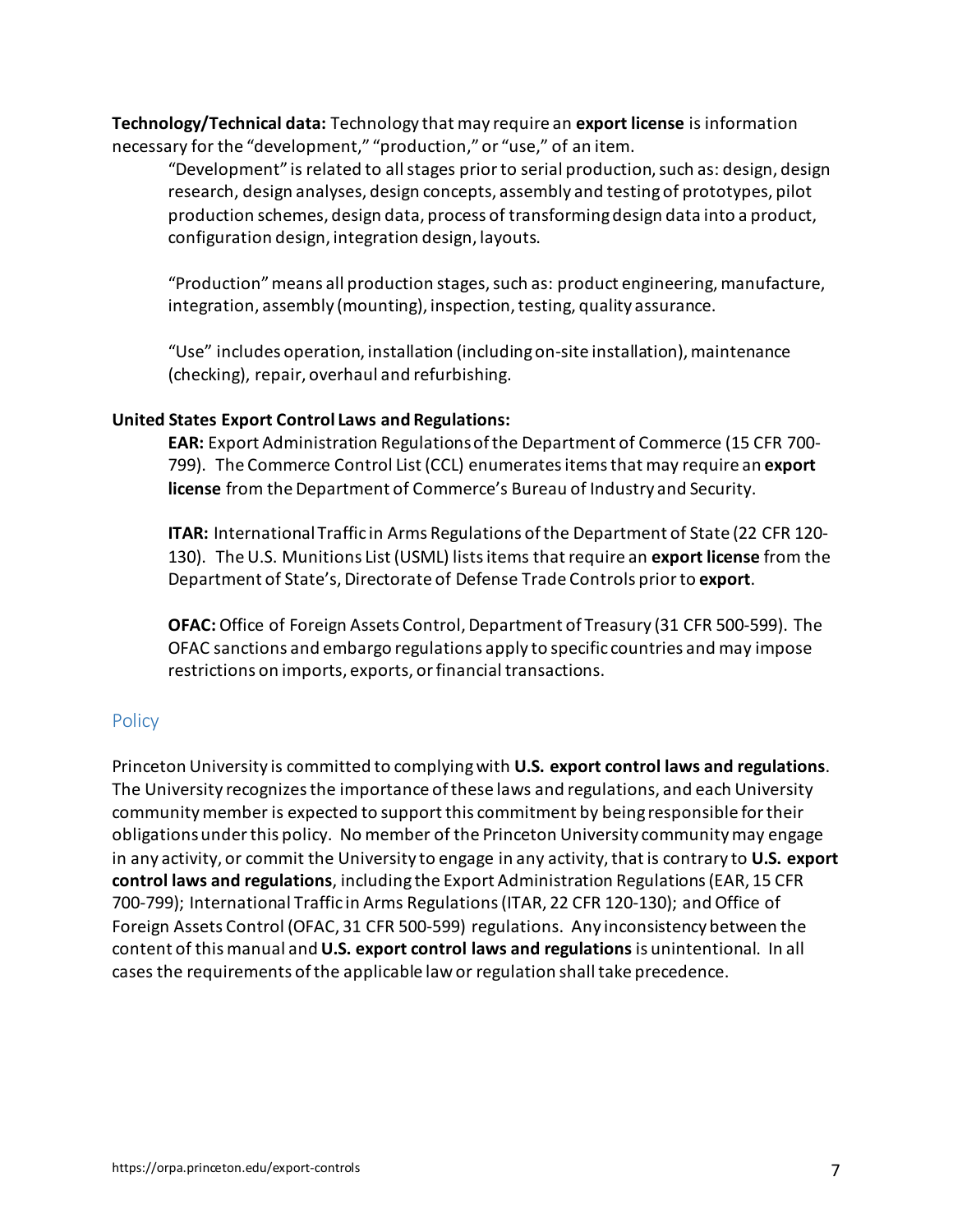**Technology/Technical data:** Technology that may require an **export license** is information necessary for the "development," "production," or "use," of an item.

"Development" is related to all stages prior to serial production, such as: design, design research, design analyses, design concepts, assembly and testing of prototypes, pilot production schemes, design data, process of transforming design data into a product, configuration design, integration design, layouts.

"Production" means all production stages, such as: product engineering, manufacture, integration, assembly (mounting), inspection, testing, quality assurance.

"Use" includes operation, installation (including on-site installation), maintenance (checking), repair, overhaul and refurbishing.

**United States Export Control Laws and Regulations:**

**EAR:** Export Administration Regulations of the Department of Commerce (15 CFR 700-799). The Commerce Control List (CCL) enumerates items that may require an **export license** from the Department of Commerce's Bureau of Industry and Security.

**ITAR:** International Traffic in Arms Regulations of the Department of State (22 CFR 120-130). The U.S. Munitions List (USML) lists items that require an **export license** from the Department of State's, Directorate of Defense Trade Controls prior to **export**.

**OFAC:** Office of Foreign Assets Control, Department of Treasury (31 CFR 500-599). The OFAC sanctions and embargo regulations apply to specific countries and may impose restrictions on imports, exports, or financial transactions.

## Policy

Princeton University is committed to complying with **U.S. export control laws and regulations**. The University recognizes the importance of these laws and regulations, and each University community member is expected to support this commitment by being responsible for their obligations under this policy. No member of the Princeton University community may engage in any activity, or commit the University to engage in any activity, that is contrary to **U.S. export control laws and regulations**, including the Export Administration Regulations (EAR, 15 CFR 700-799); International Traffic in Arms Regulations (ITAR, 22 CFR 120-130); and Office of Foreign Assets Control (OFAC, 31 CFR 500-599) regulations. Any inconsistency between the content of this manual and **U.S. export control laws and regulations** is unintentional. In all cases the requirements of the applicable law or regulation shall take precedence.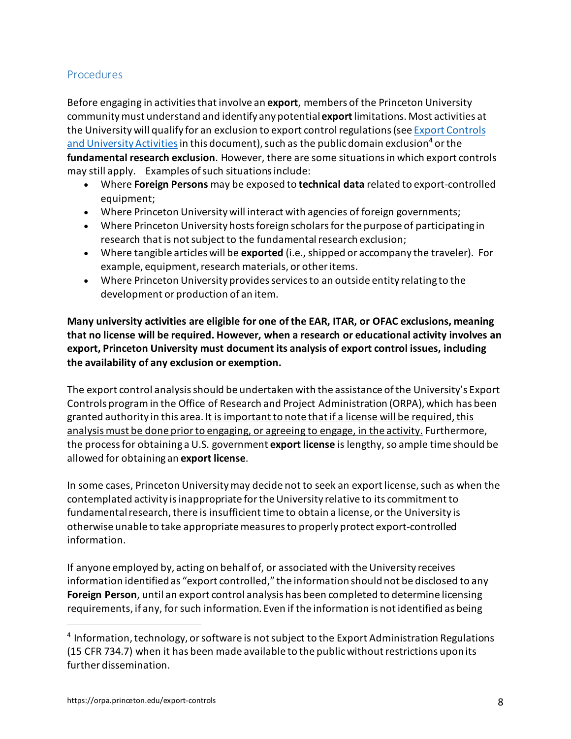## Procedures

Before engaging in activities that involve an **export**, members of the Princeton University community must understand and identify any potential **export** limitations. Most activities at the University will qualify for an exclusion to export control regulations (see Export Controls and University Activities in this document), such as the public domain exclusion[4] or the **fundamental research exclusion**. However, there are some situations in which export controls may still apply. Examples of such situations include:

- Where **Foreign Persons** may be exposed to **technical data** related to export-controlled equipment;
- Where Princeton University will interact with agencies of foreign governments;
- Where Princeton University hosts foreign scholars for the purpose of participating in research that is not subject to the fundamental research exclusion;
- Where tangible articles will be **exported** (i.e., shipped or accompany the traveler). For example, equipment, research materials, or other items.
- Where Princeton University provides services to an outside entity relating to the development or production of an item.

**Many university activities are eligible for one of the EAR, ITAR, or OFAC exclusions, meaning that no license will be required. However, when a research or educational activity involves an export, Princeton University must document its analysis of export control issues, including the availability of any exclusion or exemption.**

The export control analysis should be undertaken with the assistance of the University's Export Controls program in the Office of Research and Project Administration (ORPA), which has been granted authority in this area. It is important to note that if a license will be required, this analysis must be done prior to engaging, or agreeing to engage, in the activity. Furthermore, the process for obtaining a U.S. government **export license** is lengthy, so ample time should be allowed for obtaining an **export license**.

In some cases, Princeton University may decide not to seek an export license, such as when the contemplated activity is inappropriate for the University relative to its commitment to fundamental research, there is insufficient time to obtain a license, or the University is otherwise unable to take appropriate measures to properly protect export-controlled information.

If anyone employed by, acting on behalf of, or associated with the University receives information identified as "export controlled," the information should not be disclosed to any **Foreign Person**, until an export control analysis has been completed to determine licensing requirements, if any, for such information. Even if the information is not identified as being

[4] Information, technology, or software is not subject to the Export Administration Regulations (15 CFR 734.7) when it has been made available to the public without restrictions upon its further dissemination.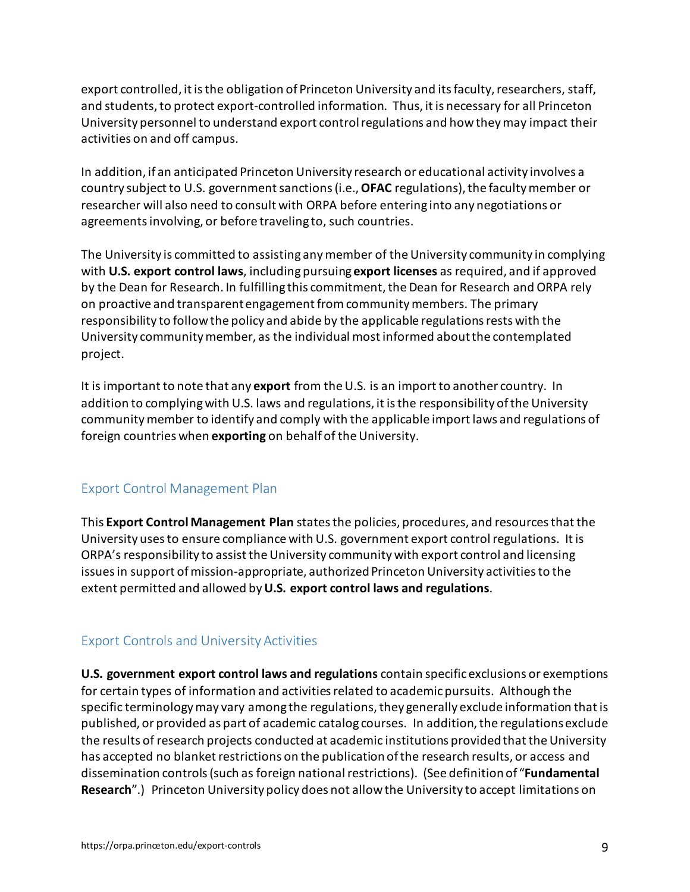export controlled, it is the obligation of Princeton University and its faculty, researchers, staff, and students, to protect export-controlled information. Thus, it is necessary for all Princeton University personnel to understand export control regulations and how they may impact their activities on and off campus.

In addition, if an anticipated Princeton University research or educational activity involves a country subject to U.S. government sanctions (i.e., **OFAC** regulations), the faculty member or researcher will also need to consult with ORPA before entering into any negotiations or agreements involving, or before traveling to, such countries.

The University is committed to assisting any member of the University community in complying with **U.S. export control laws**, including pursuing **export licenses** as required, and if approved by the Dean for Research. In fulfilling this commitment, the Dean for Research and ORPA rely on proactive and transparent engagement from community members. The primary responsibility to follow the policy and abide by the applicable regulations rests with the University community member, as the individual most informed about the contemplated project.

It is important to note that any **export** from the U.S. is an import to another country. In addition to complying with U.S. laws and regulations, it is the responsibility of the University community member to identify and comply with the applicable import laws and regulations of foreign countries when **exporting** on behalf of the University.

## Export Control Management Plan

This **Export Control Management Plan** states the policies, procedures, and resources that the University uses to ensure compliance with U.S. government export control regulations. It is ORPA's responsibility to assist the University community with export control and licensing issues in support of mission-appropriate, authorized Princeton University activities to the extent permitted and allowed by **U.S. export control laws and regulations**.

## Export Controls and University Activities

**U.S. government export control laws and regulations** contain specific exclusions or exemptions for certain types of information and activities related to academic pursuits. Although the specific terminology may vary among the regulations, they generally exclude information that is published, or provided as part of academic catalog courses. In addition, the regulations exclude the results of research projects conducted at academic institutions provided that the University has accepted no blanket restrictions on the publication of the research results, or access and dissemination controls (such as foreign national restrictions). (See definition of "**Fundamental Research**".) Princeton University policy does not allow the University to accept limitations on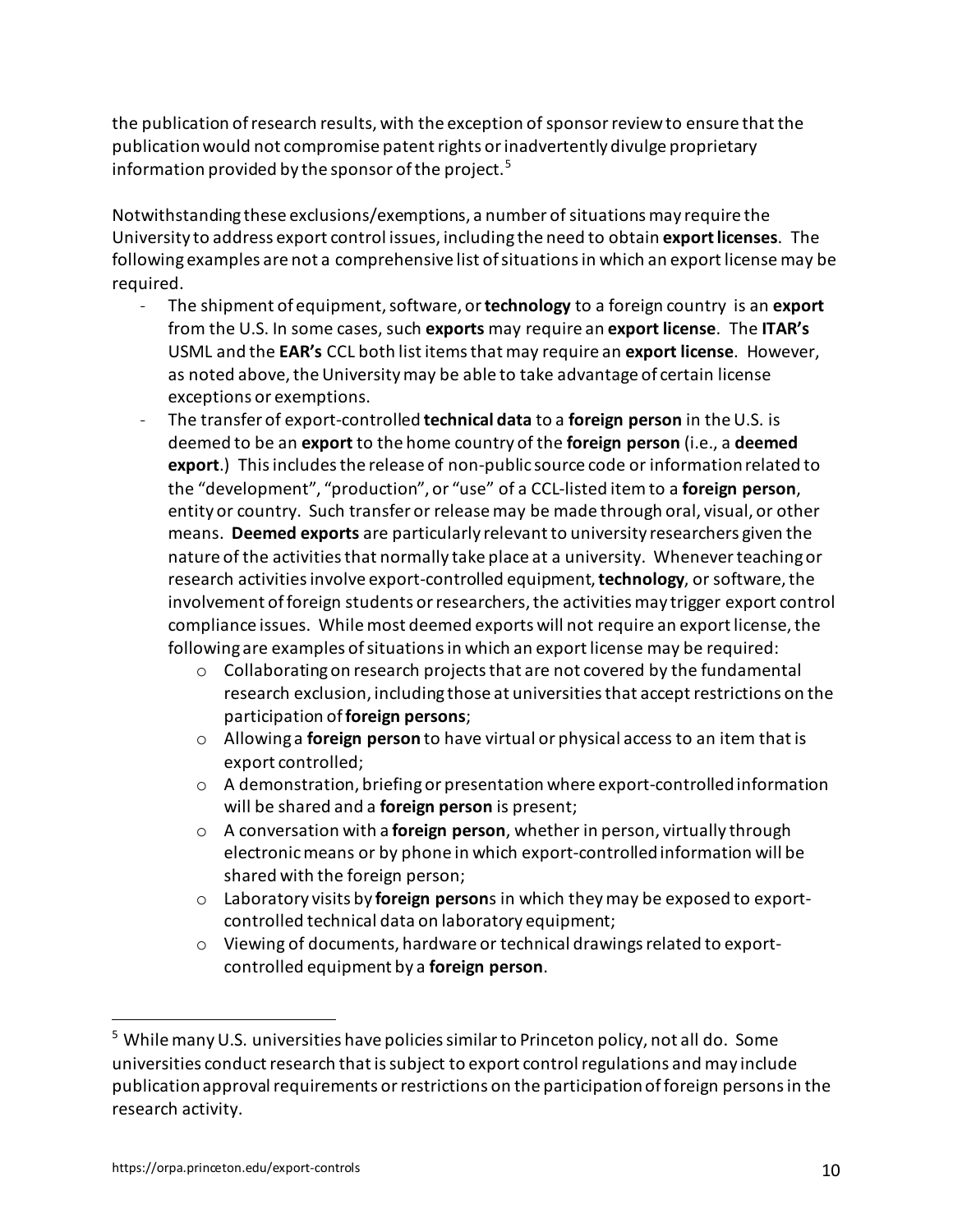the publication of research results, with the exception of sponsor review to ensure that the publication would not compromise patent rights or inadvertently divulge proprietary information provided by the sponsor of the project.[5]

Notwithstanding these exclusions/exemptions, a number of situations may require the University to address export control issues, including the need to obtain **export licenses**. The following examples are not a comprehensive list of situations in which an export license may be required.

- The shipment of equipment, software, or **technology** to a foreign country is an **export** from the U.S. In some cases, such **exports** may require an **export license**. The **ITAR's** USML and the **EAR's** CCL both list items that may require an **export license**. However, as noted above, the University may be able to take advantage of certain license exceptions or exemptions.
- The transfer of export-controlled **technical data** to a **foreign person** in the U.S. is deemed to be an **export** to the home country of the **foreign person** (i.e., a **deemed export**.) This includes the release of non-public source code or information related to the "development", "production", or "use" of a CCL-listed item to a **foreign person**, entity or country. Such transfer or release may be made through oral, visual, or other means. **Deemed exports** are particularly relevant to university researchers given the nature of the activities that normally take place at a university. Whenever teaching or research activities involve export-controlled equipment, **technology**, or software, the involvement of foreign students or researchers, the activities may trigger export control compliance issues. While most deemed exports will not require an export license, the following are examples of situations in which an export license may be required:
  - Collaborating on research projects that are not covered by the fundamental research exclusion, including those at universities that accept restrictions on the participation of **foreign persons**;
  - Allowing a **foreign person** to have virtual or physical access to an item that is export controlled;
  - A demonstration, briefing or presentation where export-controlled information will be shared and a **foreign person** is present;
  - A conversation with a **foreign person**, whether in person, virtually through electronic means or by phone in which export-controlled information will be shared with the foreign person;
  - Laboratory visits by **foreign person**s in which they may be exposed to export-controlled technical data on laboratory equipment;
  - Viewing of documents, hardware or technical drawings related to export-controlled equipment by a **foreign person**.

---

[5] While many U.S. universities have policies similar to Princeton policy, not all do. Some universities conduct research that is subject to export control regulations and may include publication approval requirements or restrictions on the participation of foreign persons in the research activity.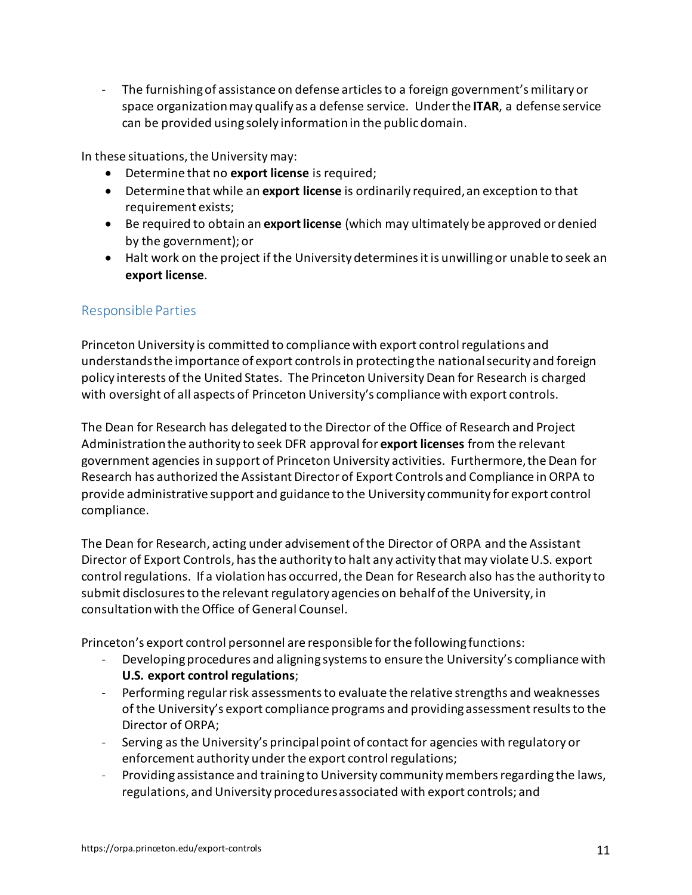- The furnishing of assistance on defense articles to a foreign government's military or space organization may qualify as a defense service. Under the **ITAR**, a defense service can be provided using solely information in the public domain.

In these situations, the University may:

- Determine that no **export license** is required;
- Determine that while an **export license** is ordinarily required, an exception to that requirement exists;
- Be required to obtain an **export license** (which may ultimately be approved or denied by the government); or
- Halt work on the project if the University determines it is unwilling or unable to seek an **export license**.

## Responsible Parties

Princeton University is committed to compliance with export control regulations and understands the importance of export controls in protecting the national security and foreign policy interests of the United States. The Princeton University Dean for Research is charged with oversight of all aspects of Princeton University's compliance with export controls.

The Dean for Research has delegated to the Director of the Office of Research and Project Administration the authority to seek DFR approval for **export licenses** from the relevant government agencies in support of Princeton University activities. Furthermore, the Dean for Research has authorized the Assistant Director of Export Controls and Compliance in ORPA to provide administrative support and guidance to the University community for export control compliance.

The Dean for Research, acting under advisement of the Director of ORPA and the Assistant Director of Export Controls, has the authority to halt any activity that may violate U.S. export control regulations. If a violation has occurred, the Dean for Research also has the authority to submit disclosures to the relevant regulatory agencies on behalf of the University, in consultation with the Office of General Counsel.

Princeton's export control personnel are responsible for the following functions:

- Developing procedures and aligning systems to ensure the University's compliance with **U.S. export control regulations**;
- Performing regular risk assessments to evaluate the relative strengths and weaknesses of the University's export compliance programs and providing assessment results to the Director of ORPA;
- Serving as the University's principal point of contact for agencies with regulatory or enforcement authority under the export control regulations;
- Providing assistance and training to University community members regarding the laws, regulations, and University procedures associated with export controls; and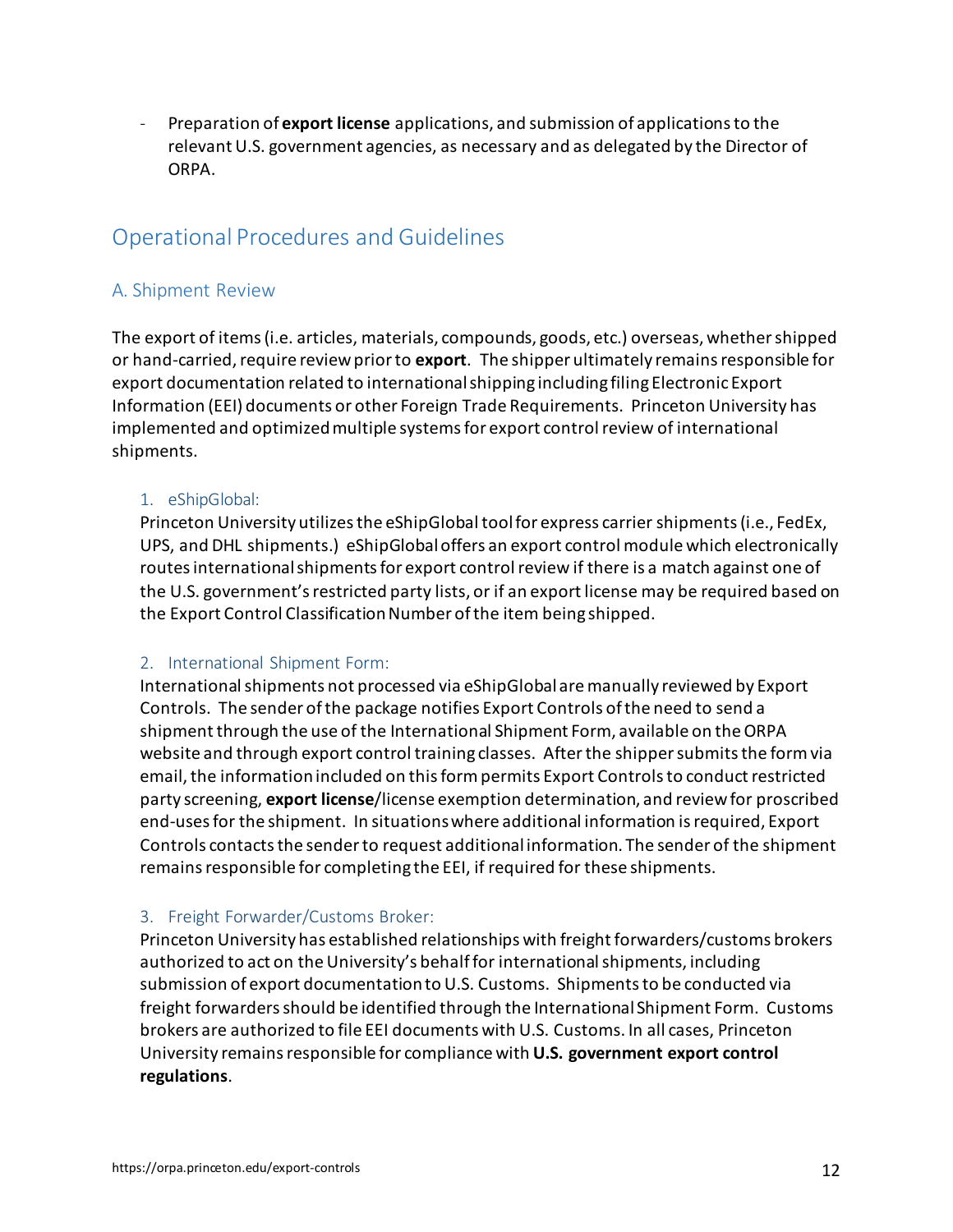- Preparation of **export license** applications, and submission of applications to the relevant U.S. government agencies, as necessary and as delegated by the Director of ORPA.

## Operational Procedures and Guidelines

### A. Shipment Review

The export of items (i.e. articles, materials, compounds, goods, etc.) overseas, whether shipped or hand-carried, require review prior to **export**. The shipper ultimately remains responsible for export documentation related to international shipping including filing Electronic Export Information (EEI) documents or other Foreign Trade Requirements. Princeton University has implemented and optimized multiple systems for export control review of international shipments.

#### 1. eShipGlobal:

Princeton University utilizes the eShipGlobal tool for express carrier shipments (i.e., FedEx, UPS, and DHL shipments.) eShipGlobal offers an export control module which electronically routes international shipments for export control review if there is a match against one of the U.S. government's restricted party lists, or if an export license may be required based on the Export Control Classification Number of the item being shipped.

#### 2. International Shipment Form:

International shipments not processed via eShipGlobal are manually reviewed by Export Controls. The sender of the package notifies Export Controls of the need to send a shipment through the use of the International Shipment Form, available on the ORPA website and through export control training classes. After the shipper submits the form via email, the information included on this form permits Export Controls to conduct restricted party screening, **export license**/license exemption determination, and review for proscribed end-uses for the shipment. In situations where additional information is required, Export Controls contacts the sender to request additional information. The sender of the shipment remains responsible for completing the EEI, if required for these shipments.

#### 3. Freight Forwarder/Customs Broker:

Princeton University has established relationships with freight forwarders/customs brokers authorized to act on the University's behalf for international shipments, including submission of export documentation to U.S. Customs. Shipments to be conducted via freight forwarders should be identified through the International Shipment Form. Customs brokers are authorized to file EEI documents with U.S. Customs. In all cases, Princeton University remains responsible for compliance with **U.S. government export control regulations**.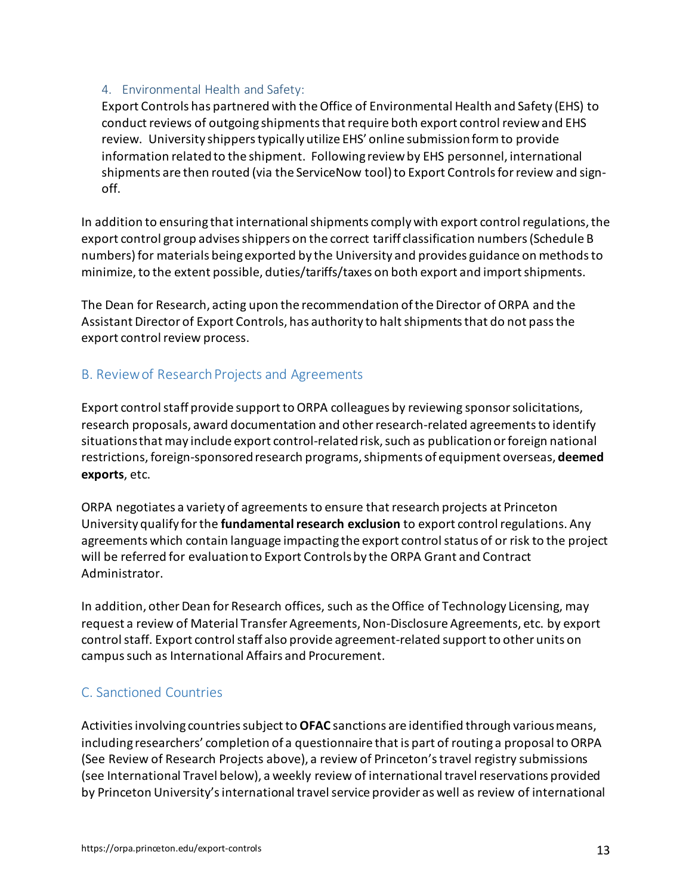4. Environmental Health and Safety:

Export Controls has partnered with the Office of Environmental Health and Safety (EHS) to conduct reviews of outgoing shipments that require both export control review and EHS review. University shippers typically utilize EHS' online submission form to provide information related to the shipment. Following review by EHS personnel, international shipments are then routed (via the ServiceNow tool) to Export Controls for review and sign-off.

In addition to ensuring that international shipments comply with export control regulations, the export control group advises shippers on the correct tariff classification numbers (Schedule B numbers) for materials being exported by the University and provides guidance on methods to minimize, to the extent possible, duties/tariffs/taxes on both export and import shipments.

The Dean for Research, acting upon the recommendation of the Director of ORPA and the Assistant Director of Export Controls, has authority to halt shipments that do not pass the export control review process.

## B. Review of Research Projects and Agreements

Export control staff provide support to ORPA colleagues by reviewing sponsor solicitations, research proposals, award documentation and other research-related agreements to identify situations that may include export control-related risk, such as publication or foreign national restrictions, foreign-sponsored research programs, shipments of equipment overseas, **deemed exports**, etc.

ORPA negotiates a variety of agreements to ensure that research projects at Princeton University qualify for the **fundamental research exclusion** to export control regulations. Any agreements which contain language impacting the export control status of or risk to the project will be referred for evaluation to Export Controls by the ORPA Grant and Contract Administrator.

In addition, other Dean for Research offices, such as the Office of Technology Licensing, may request a review of Material Transfer Agreements, Non-Disclosure Agreements, etc. by export control staff. Export control staff also provide agreement-related support to other units on campus such as International Affairs and Procurement.

## C. Sanctioned Countries

Activities involving countries subject to **OFAC** sanctions are identified through various means, including researchers' completion of a questionnaire that is part of routing a proposal to ORPA (See Review of Research Projects above), a review of Princeton's travel registry submissions (see International Travel below), a weekly review of international travel reservations provided by Princeton University's international travel service provider as well as review of international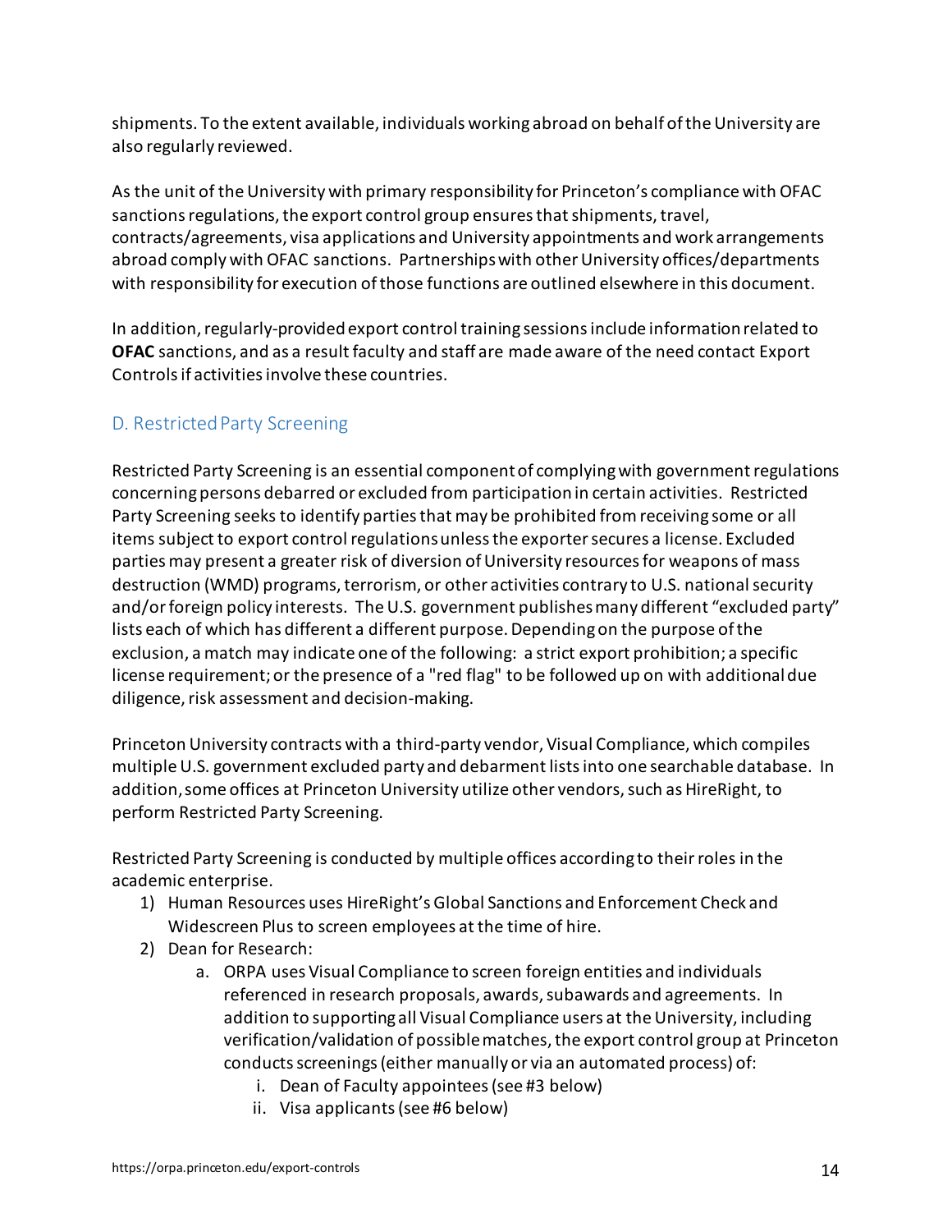shipments. To the extent available, individuals working abroad on behalf of the University are also regularly reviewed.

As the unit of the University with primary responsibility for Princeton's compliance with OFAC sanctions regulations, the export control group ensures that shipments, travel, contracts/agreements, visa applications and University appointments and work arrangements abroad comply with OFAC sanctions. Partnerships with other University offices/departments with responsibility for execution of those functions are outlined elsewhere in this document.

In addition, regularly-provided export control training sessions include information related to **OFAC** sanctions, and as a result faculty and staff are made aware of the need contact Export Controls if activities involve these countries.

### D. Restricted Party Screening

Restricted Party Screening is an essential component of complying with government regulations concerning persons debarred or excluded from participation in certain activities. Restricted Party Screening seeks to identify parties that may be prohibited from receiving some or all items subject to export control regulations unless the exporter secures a license. Excluded parties may present a greater risk of diversion of University resources for weapons of mass destruction (WMD) programs, terrorism, or other activities contrary to U.S. national security and/or foreign policy interests. The U.S. government publishes many different "excluded party" lists each of which has different a different purpose. Depending on the purpose of the exclusion, a match may indicate one of the following: a strict export prohibition; a specific license requirement; or the presence of a "red flag" to be followed up on with additional due diligence, risk assessment and decision-making.

Princeton University contracts with a third-party vendor, Visual Compliance, which compiles multiple U.S. government excluded party and debarment lists into one searchable database. In addition, some offices at Princeton University utilize other vendors, such as HireRight, to perform Restricted Party Screening.

Restricted Party Screening is conducted by multiple offices according to their roles in the academic enterprise.

1) Human Resources uses HireRight's Global Sanctions and Enforcement Check and Widescreen Plus to screen employees at the time of hire.
2) Dean for Research:
    a. ORPA uses Visual Compliance to screen foreign entities and individuals referenced in research proposals, awards, subawards and agreements. In addition to supporting all Visual Compliance users at the University, including verification/validation of possible matches, the export control group at Princeton conducts screenings (either manually or via an automated process) of:
        i. Dean of Faculty appointees (see #3 below)
        ii. Visa applicants (see #6 below)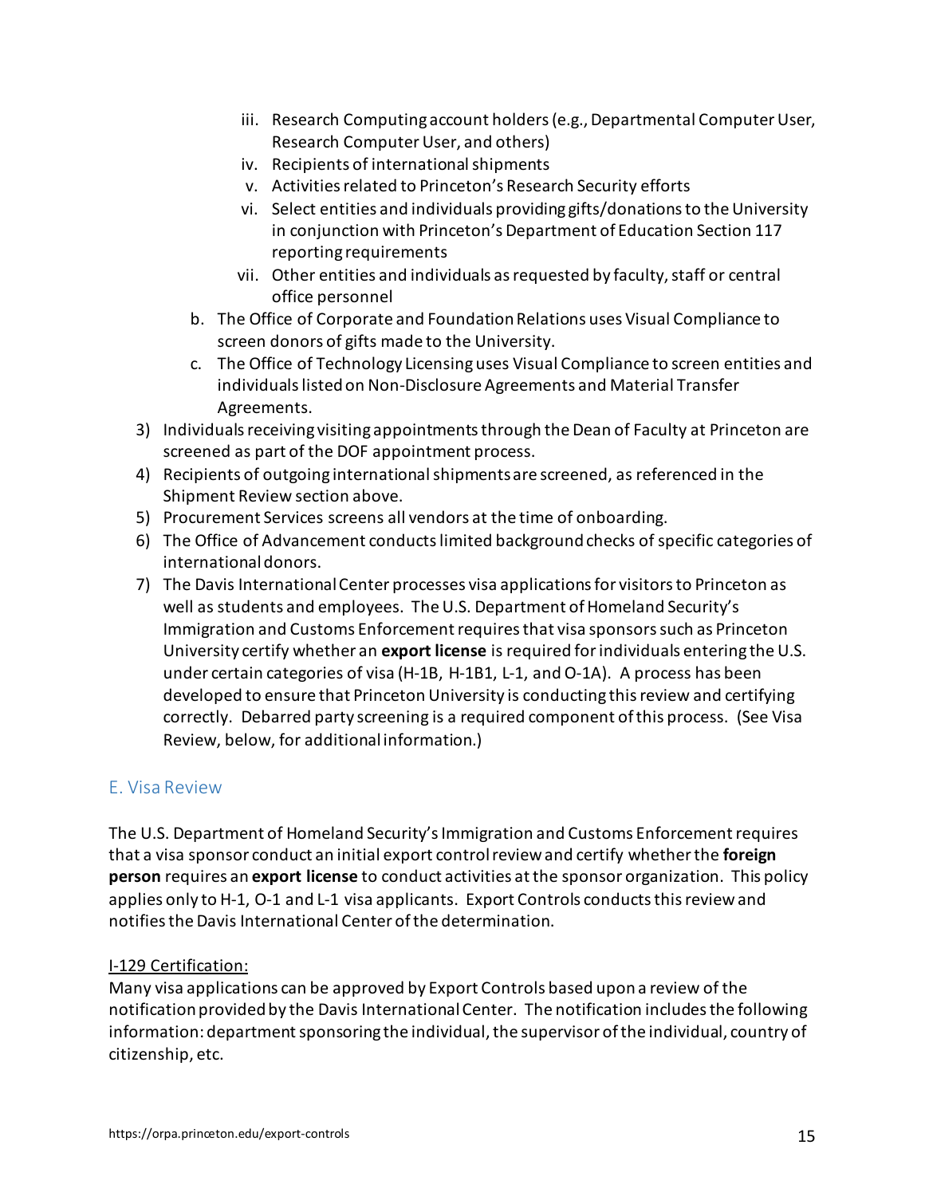iii. Research Computing account holders (e.g., Departmental Computer User, Research Computer User, and others)
   iv. Recipients of international shipments
   v. Activities related to Princeton's Research Security efforts
   vi. Select entities and individuals providing gifts/donations to the University in conjunction with Princeton's Department of Education Section 117 reporting requirements
   vii. Other entities and individuals as requested by faculty, staff or central office personnel

  b. The Office of Corporate and Foundation Relations uses Visual Compliance to screen donors of gifts made to the University.
  c. The Office of Technology Licensing uses Visual Compliance to screen entities and individuals listed on Non-Disclosure Agreements and Material Transfer Agreements.

3) Individuals receiving visiting appointments through the Dean of Faculty at Princeton are screened as part of the DOF appointment process.
4) Recipients of outgoing international shipments are screened, as referenced in the Shipment Review section above.
5) Procurement Services screens all vendors at the time of onboarding.
6) The Office of Advancement conducts limited background checks of specific categories of international donors.
7) The Davis International Center processes visa applications for visitors to Princeton as well as students and employees. The U.S. Department of Homeland Security's Immigration and Customs Enforcement requires that visa sponsors such as Princeton University certify whether an **export license** is required for individuals entering the U.S. under certain categories of visa (H-1B, H-1B1, L-1, and O-1A). A process has been developed to ensure that Princeton University is conducting this review and certifying correctly. Debarred party screening is a required component of this process. (See Visa Review, below, for additional information.)

## E. Visa Review

The U.S. Department of Homeland Security's Immigration and Customs Enforcement requires that a visa sponsor conduct an initial export control review and certify whether the **foreign person** requires an **export license** to conduct activities at the sponsor organization. This policy applies only to H-1, O-1 and L-1 visa applicants. Export Controls conducts this review and notifies the Davis International Center of the determination.

<u>I-129 Certification:</u>

Many visa applications can be approved by Export Controls based upon a review of the notification provided by the Davis International Center. The notification includes the following information: department sponsoring the individual, the supervisor of the individual, country of citizenship, etc.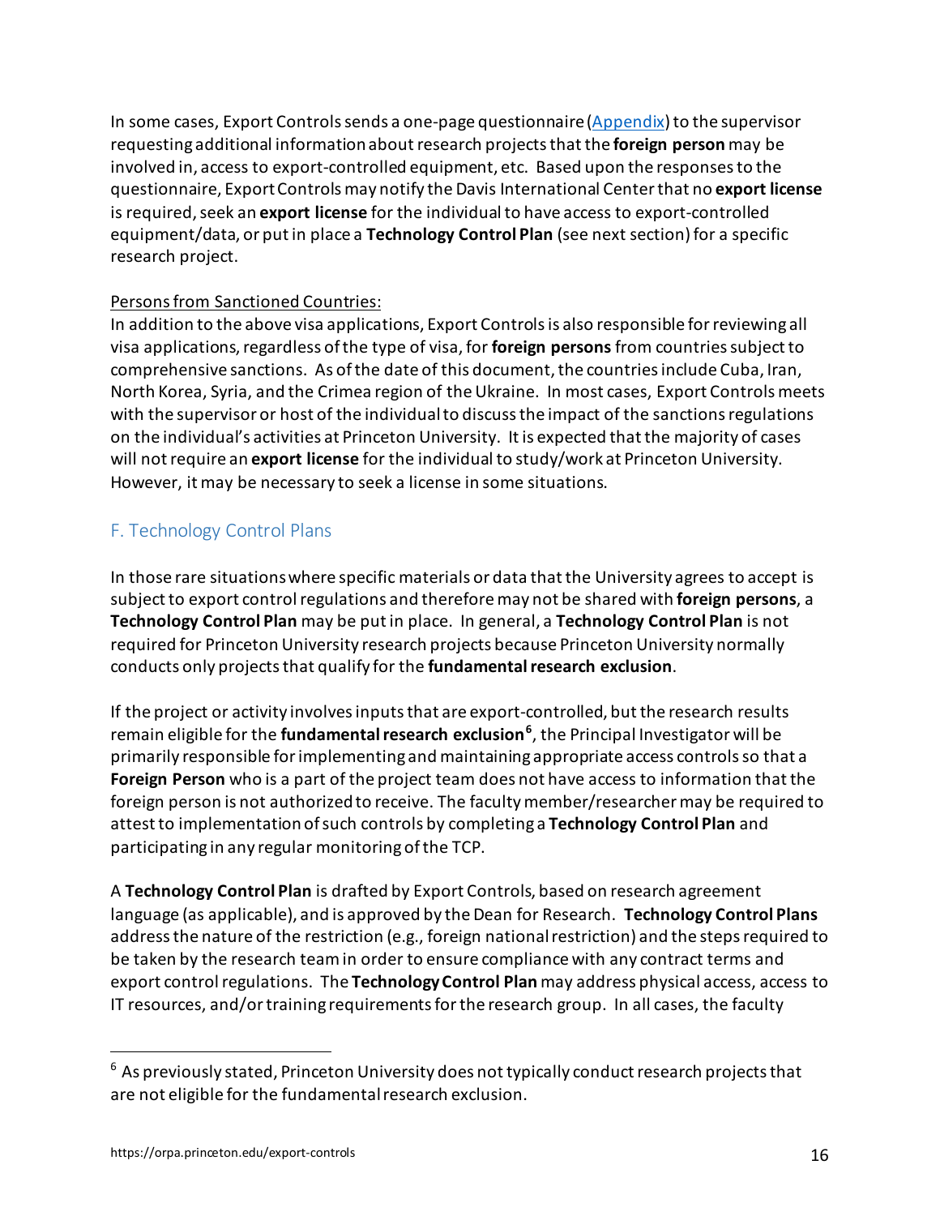In some cases, Export Controls sends a one-page questionnaire (Appendix) to the supervisor requesting additional information about research projects that the **foreign person** may be involved in, access to export-controlled equipment, etc. Based upon the responses to the questionnaire, Export Controls may notify the Davis International Center that no **export license** is required, seek an **export license** for the individual to have access to export-controlled equipment/data, or put in place a **Technology Control Plan** (see next section) for a specific research project.

Persons from Sanctioned Countries:

In addition to the above visa applications, Export Controls is also responsible for reviewing all visa applications, regardless of the type of visa, for **foreign persons** from countries subject to comprehensive sanctions. As of the date of this document, the countries include Cuba, Iran, North Korea, Syria, and the Crimea region of the Ukraine. In most cases, Export Controls meets with the supervisor or host of the individual to discuss the impact of the sanctions regulations on the individual's activities at Princeton University. It is expected that the majority of cases will not require an **export license** for the individual to study/work at Princeton University. However, it may be necessary to seek a license in some situations.

## F. Technology Control Plans

In those rare situations where specific materials or data that the University agrees to accept is subject to export control regulations and therefore may not be shared with **foreign persons**, a **Technology Control Plan** may be put in place. In general, a **Technology Control Plan** is not required for Princeton University research projects because Princeton University normally conducts only projects that qualify for the **fundamental research exclusion**.

If the project or activity involves inputs that are export-controlled, but the research results remain eligible for the **fundamental research exclusion**[6], the Principal Investigator will be primarily responsible for implementing and maintaining appropriate access controls so that a **Foreign Person** who is a part of the project team does not have access to information that the foreign person is not authorized to receive. The faculty member/researcher may be required to attest to implementation of such controls by completing a **Technology Control Plan** and participating in any regular monitoring of the TCP.

A **Technology Control Plan** is drafted by Export Controls, based on research agreement language (as applicable), and is approved by the Dean for Research. **Technology Control Plans** address the nature of the restriction (e.g., foreign national restriction) and the steps required to be taken by the research team in order to ensure compliance with any contract terms and export control regulations. The **Technology Control Plan** may address physical access, access to IT resources, and/or training requirements for the research group. In all cases, the faculty

[6] As previously stated, Princeton University does not typically conduct research projects that are not eligible for the fundamental research exclusion.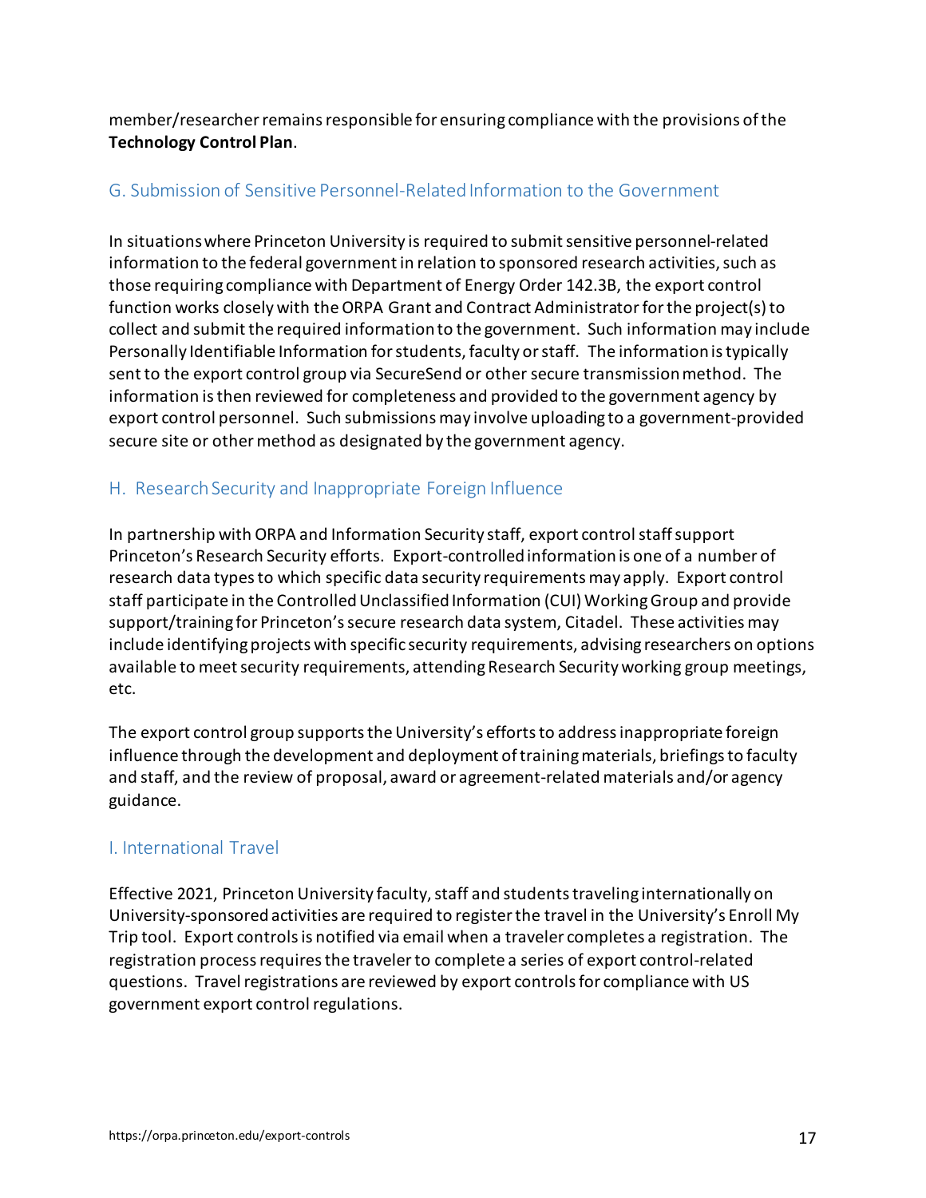member/researcher remains responsible for ensuring compliance with the provisions of the **Technology Control Plan**.

### G. Submission of Sensitive Personnel-Related Information to the Government

In situations where Princeton University is required to submit sensitive personnel-related information to the federal government in relation to sponsored research activities, such as those requiring compliance with Department of Energy Order 142.3B, the export control function works closely with the ORPA Grant and Contract Administrator for the project(s) to collect and submit the required information to the government. Such information may include Personally Identifiable Information for students, faculty or staff. The information is typically sent to the export control group via SecureSend or other secure transmission method. The information is then reviewed for completeness and provided to the government agency by export control personnel. Such submissions may involve uploading to a government-provided secure site or other method as designated by the government agency.

### H. Research Security and Inappropriate Foreign Influence

In partnership with ORPA and Information Security staff, export control staff support Princeton's Research Security efforts. Export-controlled information is one of a number of research data types to which specific data security requirements may apply. Export control staff participate in the Controlled Unclassified Information (CUI) Working Group and provide support/training for Princeton's secure research data system, Citadel. These activities may include identifying projects with specific security requirements, advising researchers on options available to meet security requirements, attending Research Security working group meetings, etc.

The export control group supports the University's efforts to address inappropriate foreign influence through the development and deployment of training materials, briefings to faculty and staff, and the review of proposal, award or agreement-related materials and/or agency guidance.

### I. International Travel

Effective 2021, Princeton University faculty, staff and students traveling internationally on University-sponsored activities are required to register the travel in the University's Enroll My Trip tool. Export controls is notified via email when a traveler completes a registration. The registration process requires the traveler to complete a series of export control-related questions. Travel registrations are reviewed by export controls for compliance with US government export control regulations.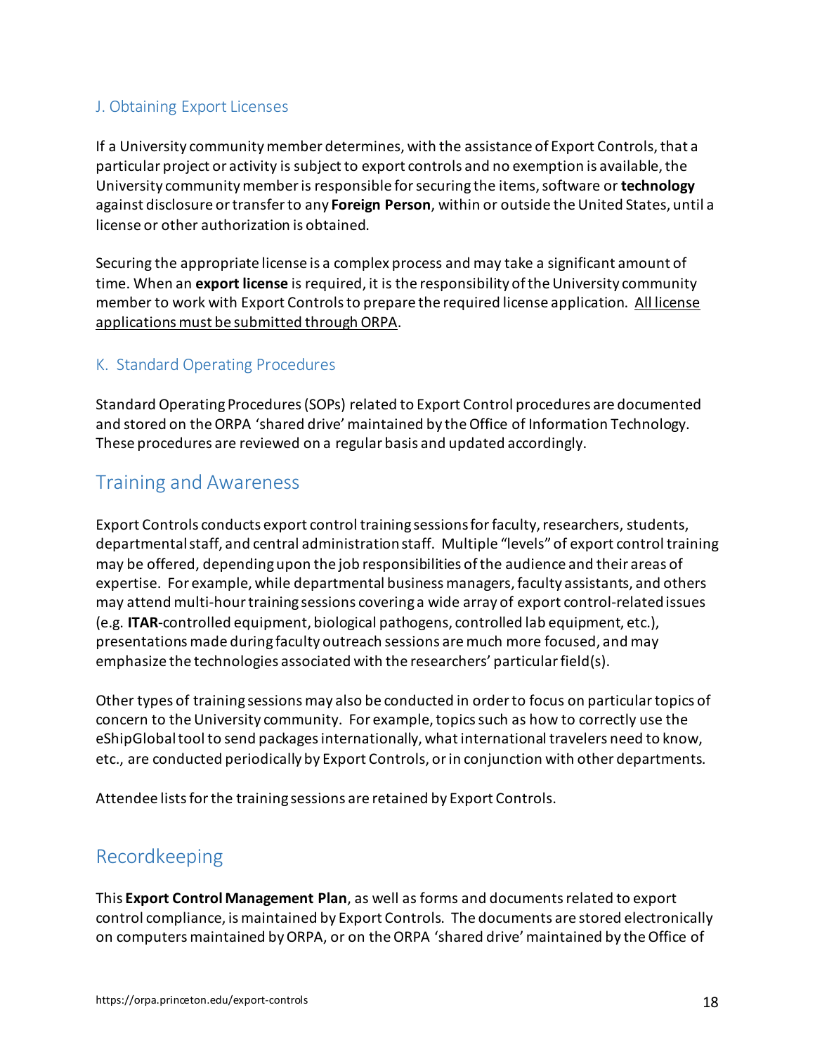### J. Obtaining Export Licenses

If a University community member determines, with the assistance of Export Controls, that a particular project or activity is subject to export controls and no exemption is available, the University community member is responsible for securing the items, software or **technology** against disclosure or transfer to any **Foreign Person**, within or outside the United States, until a license or other authorization is obtained.

Securing the appropriate license is a complex process and may take a significant amount of time. When an **export license** is required, it is the responsibility of the University community member to work with Export Controls to prepare the required license application. <u>All license applications must be submitted through ORPA</u>.

### K. Standard Operating Procedures

Standard Operating Procedures (SOPs) related to Export Control procedures are documented and stored on the ORPA 'shared drive' maintained by the Office of Information Technology. These procedures are reviewed on a regular basis and updated accordingly.

## Training and Awareness

Export Controls conducts export control training sessions for faculty, researchers, students, departmental staff, and central administration staff. Multiple "levels" of export control training may be offered, depending upon the job responsibilities of the audience and their areas of expertise. For example, while departmental business managers, faculty assistants, and others may attend multi-hour training sessions covering a wide array of export control-related issues (e.g. **ITAR**-controlled equipment, biological pathogens, controlled lab equipment, etc.), presentations made during faculty outreach sessions are much more focused, and may emphasize the technologies associated with the researchers' particular field(s).

Other types of training sessions may also be conducted in order to focus on particular topics of concern to the University community. For example, topics such as how to correctly use the eShipGlobal tool to send packages internationally, what international travelers need to know, etc., are conducted periodically by Export Controls, or in conjunction with other departments.

Attendee lists for the training sessions are retained by Export Controls.

## Recordkeeping

This **Export Control Management Plan**, as well as forms and documents related to export control compliance, is maintained by Export Controls. The documents are stored electronically on computers maintained by ORPA, or on the ORPA 'shared drive' maintained by the Office of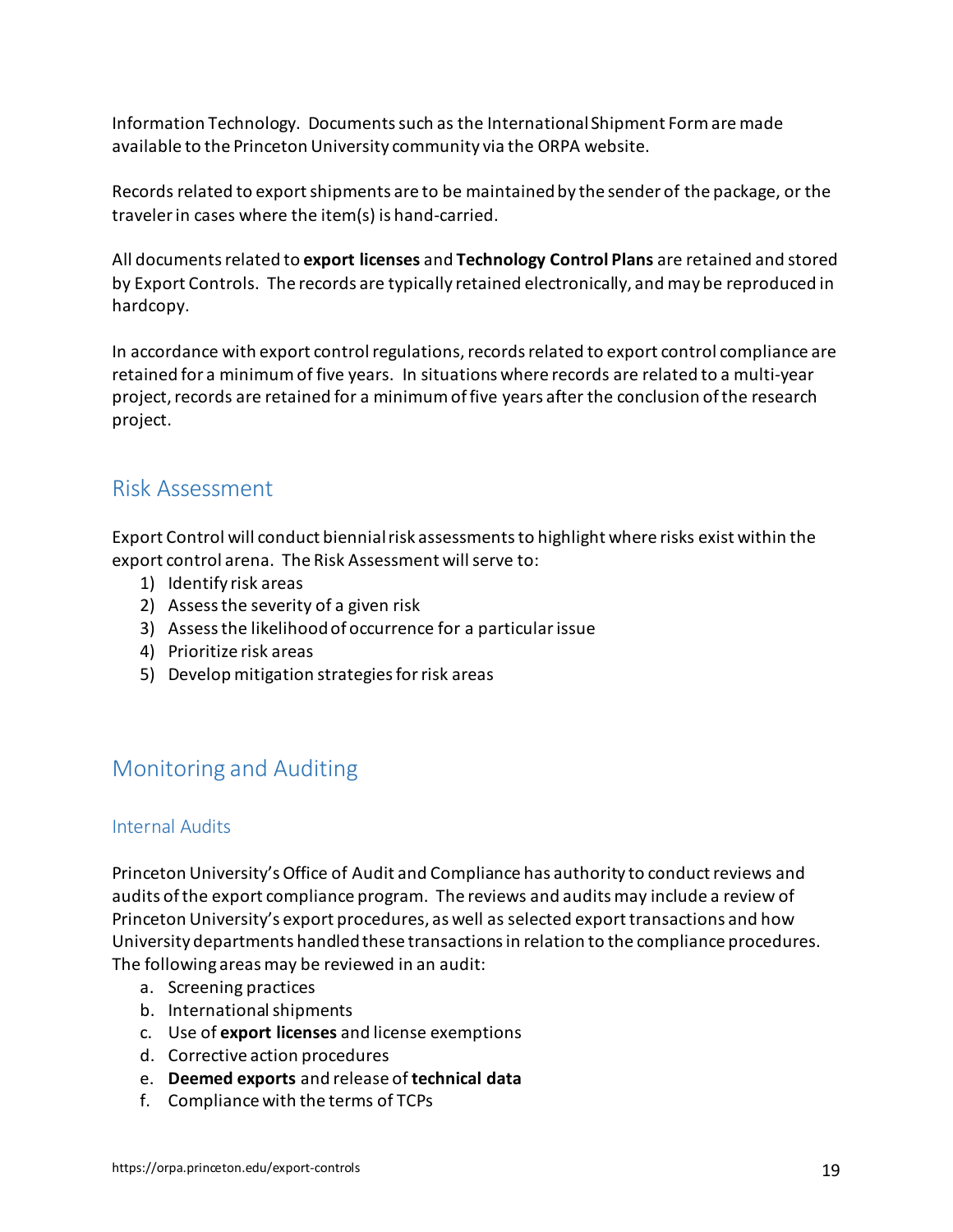Information Technology. Documents such as the International Shipment Form are made available to the Princeton University community via the ORPA website.

Records related to export shipments are to be maintained by the sender of the package, or the traveler in cases where the item(s) is hand-carried.

All documents related to **export licenses** and **Technology Control Plans** are retained and stored by Export Controls. The records are typically retained electronically, and may be reproduced in hardcopy.

In accordance with export control regulations, records related to export control compliance are retained for a minimum of five years. In situations where records are related to a multi-year project, records are retained for a minimum of five years after the conclusion of the research project.

## Risk Assessment

Export Control will conduct biennial risk assessments to highlight where risks exist within the export control arena. The Risk Assessment will serve to:

1) Identify risk areas
2) Assess the severity of a given risk
3) Assess the likelihood of occurrence for a particular issue
4) Prioritize risk areas
5) Develop mitigation strategies for risk areas

## Monitoring and Auditing

### Internal Audits

Princeton University's Office of Audit and Compliance has authority to conduct reviews and audits of the export compliance program. The reviews and audits may include a review of Princeton University's export procedures, as well as selected export transactions and how University departments handled these transactions in relation to the compliance procedures. The following areas may be reviewed in an audit:

a. Screening practices
b. International shipments
c. Use of **export licenses** and license exemptions
d. Corrective action procedures
e. **Deemed exports** and release of **technical data**
f. Compliance with the terms of TCPs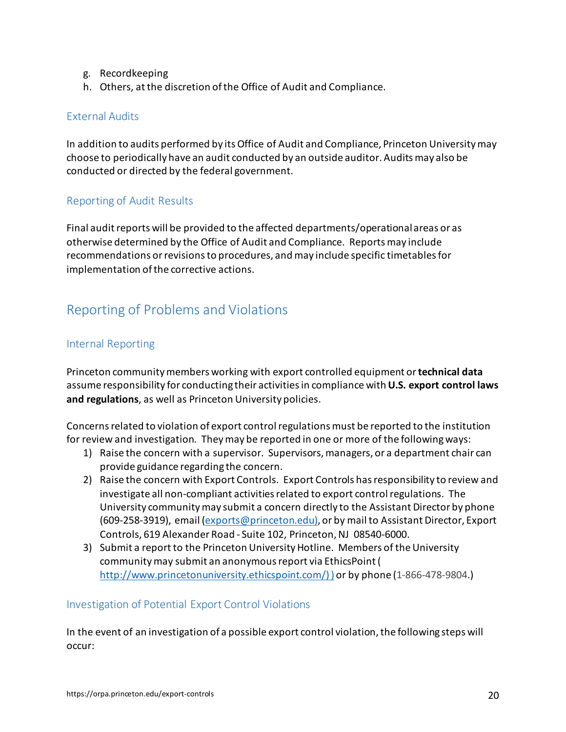g. Recordkeeping
h. Others, at the discretion of the Office of Audit and Compliance.

### External Audits

In addition to audits performed by its Office of Audit and Compliance, Princeton University may choose to periodically have an audit conducted by an outside auditor. Audits may also be conducted or directed by the federal government.

### Reporting of Audit Results

Final audit reports will be provided to the affected departments/operational areas or as otherwise determined by the Office of Audit and Compliance. Reports may include recommendations or revisions to procedures, and may include specific timetables for implementation of the corrective actions.

## Reporting of Problems and Violations

### Internal Reporting

Princeton community members working with export controlled equipment or **technical data** assume responsibility for conducting their activities in compliance with **U.S. export control laws and regulations**, as well as Princeton University policies.

Concerns related to violation of export control regulations must be reported to the institution for review and investigation. They may be reported in one or more of the following ways:

1) Raise the concern with a supervisor. Supervisors, managers, or a department chair can provide guidance regarding the concern.
2) Raise the concern with Export Controls. Export Controls has responsibility to review and investigate all non-compliant activities related to export control regulations. The University community may submit a concern directly to the Assistant Director by phone (609-258-3919), email (exports@princeton.edu), or by mail to Assistant Director, Export Controls, 619 Alexander Road - Suite 102, Princeton, NJ 08540-6000.
3) Submit a report to the Princeton University Hotline. Members of the University community may submit an anonymous report via EthicsPoint ( http://www.princetonuniversity.ethicspoint.com/) ) or by phone (1-866-478-9804.)

### Investigation of Potential Export Control Violations

In the event of an investigation of a possible export control violation, the following steps will occur: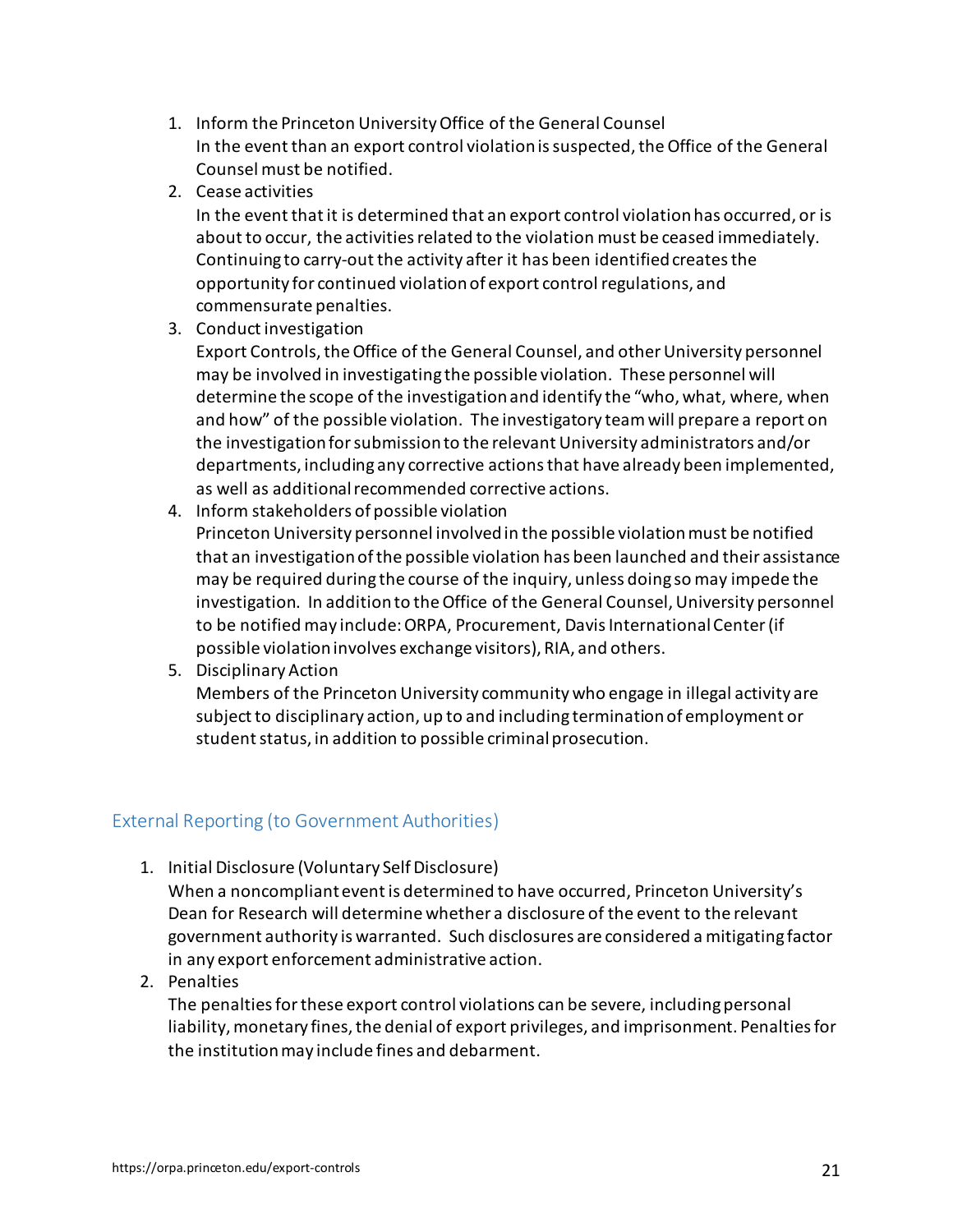1. Inform the Princeton University Office of the General Counsel
   In the event than an export control violation is suspected, the Office of the General Counsel must be notified.
2. Cease activities
   In the event that it is determined that an export control violation has occurred, or is about to occur, the activities related to the violation must be ceased immediately. Continuing to carry-out the activity after it has been identified creates the opportunity for continued violation of export control regulations, and commensurate penalties.
3. Conduct investigation
   Export Controls, the Office of the General Counsel, and other University personnel may be involved in investigating the possible violation. These personnel will determine the scope of the investigation and identify the "who, what, where, when and how" of the possible violation. The investigatory team will prepare a report on the investigation for submission to the relevant University administrators and/or departments, including any corrective actions that have already been implemented, as well as additional recommended corrective actions.
4. Inform stakeholders of possible violation
   Princeton University personnel involved in the possible violation must be notified that an investigation of the possible violation has been launched and their assistance may be required during the course of the inquiry, unless doing so may impede the investigation. In addition to the Office of the General Counsel, University personnel to be notified may include: ORPA, Procurement, Davis International Center (if possible violation involves exchange visitors), RIA, and others.
5. Disciplinary Action
   Members of the Princeton University community who engage in illegal activity are subject to disciplinary action, up to and including termination of employment or student status, in addition to possible criminal prosecution.

## External Reporting (to Government Authorities)

1. Initial Disclosure (Voluntary Self Disclosure)
   When a noncompliant event is determined to have occurred, Princeton University's Dean for Research will determine whether a disclosure of the event to the relevant government authority is warranted. Such disclosures are considered a mitigating factor in any export enforcement administrative action.
2. Penalties
   The penalties for these export control violations can be severe, including personal liability, monetary fines, the denial of export privileges, and imprisonment. Penalties for the institution may include fines and debarment.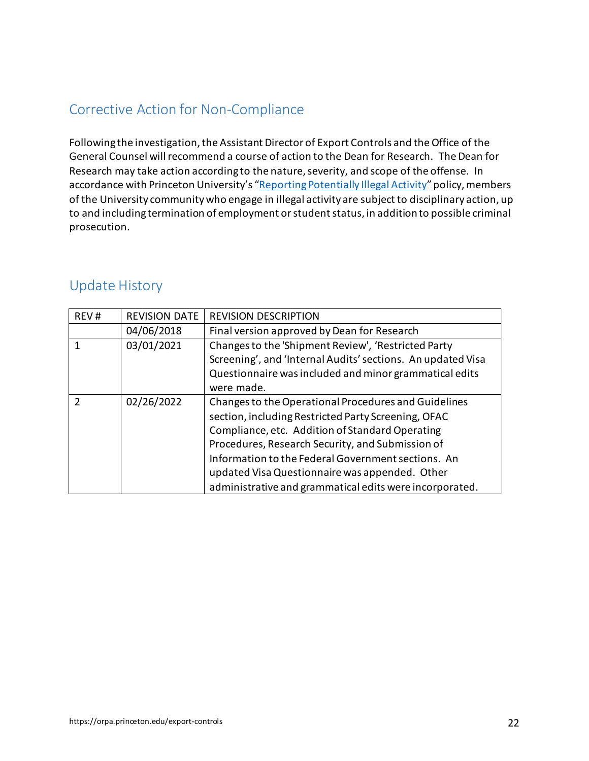## Corrective Action for Non-Compliance

Following the investigation, the Assistant Director of Export Controls and the Office of the General Counsel will recommend a course of action to the Dean for Research. The Dean for Research may take action according to the nature, severity, and scope of the offense. In accordance with Princeton University's "Reporting Potentially Illegal Activity" policy, members of the University community who engage in illegal activity are subject to disciplinary action, up to and including termination of employment or student status, in addition to possible criminal prosecution.

## Update History

| REV # | REVISION DATE | REVISION DESCRIPTION |
|---|---|---|
| | 04/06/2018 | Final version approved by Dean for Research |
| 1 | 03/01/2021 | Changes to the 'Shipment Review', 'Restricted Party Screening', and 'Internal Audits' sections. An updated Visa Questionnaire was included and minor grammatical edits were made. |
| 2 | 02/26/2022 | Changes to the Operational Procedures and Guidelines section, including Restricted Party Screening, OFAC Compliance, etc. Addition of Standard Operating Procedures, Research Security, and Submission of Information to the Federal Government sections. An updated Visa Questionnaire was appended. Other administrative and grammatical edits were incorporated. |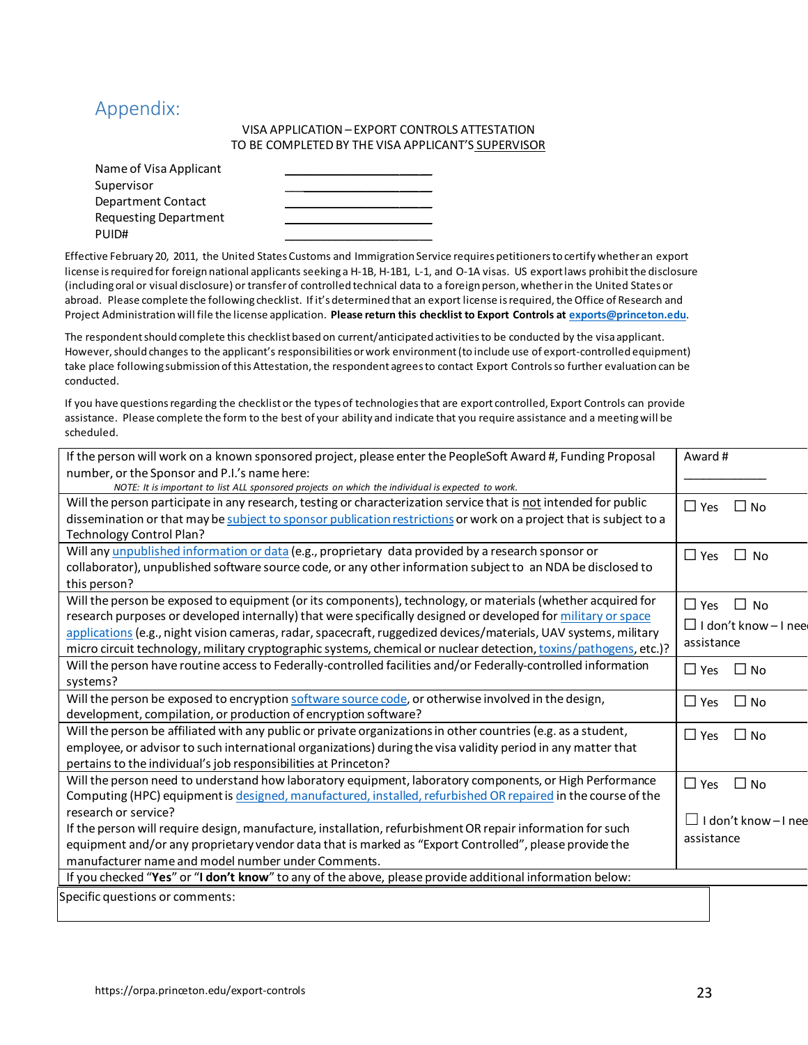# Appendix:

VISA APPLICATION – EXPORT CONTROLS ATTESTATION
TO BE COMPLETED BY THE VISA APPLICANT'S SUPERVISOR

Name of Visa Applicant ______________________
Supervisor ______________________
Department Contact ______________________
Requesting Department ______________________
PUID# ______________________

Effective February 20, 2011, the United States Customs and Immigration Service requires petitioners to certify whether an export license is required for foreign national applicants seeking a H-1B, H-1B1, L-1, and O-1A visas. US export laws prohibit the disclosure (including oral or visual disclosure) or transfer of controlled technical data to a foreign person, whether in the United States or abroad. Please complete the following checklist. If it's determined that an export license is required, the Office of Research and Project Administration will file the license application. **Please return this checklist to Export Controls at exports@princeton.edu**.

The respondent should complete this checklist based on current/anticipated activities to be conducted by the visa applicant. However, should changes to the applicant's responsibilities or work environment (to include use of export-controlled equipment) take place following submission of this Attestation, the respondent agrees to contact Export Controls so further evaluation can be conducted.

If you have questions regarding the checklist or the types of technologies that are export controlled, Export Controls can provide assistance. Please complete the form to the best of your ability and indicate that you require assistance and a meeting will be scheduled.

| Question | Response |
|---|---|
| If the person will work on a known sponsored project, please enter the PeopleSoft Award #, Funding Proposal number, or the Sponsor and P.I.'s name here:<br>*NOTE: It is important to list ALL sponsored projects on which the individual is expected to work.* | Award #<br>____________ |
| Will the person participate in any research, testing or characterization service that is not intended for public dissemination or that may be subject to sponsor publication restrictions or work on a project that is subject to a Technology Control Plan? | ☐ Yes ☐ No |
| Will any unpublished information or data (e.g., proprietary data provided by a research sponsor or collaborator), unpublished software source code, or any other information subject to an NDA be disclosed to this person? | ☐ Yes ☐ No |
| Will the person be exposed to equipment (or its components), technology, or materials (whether acquired for research purposes or developed internally) that were specifically designed or developed for military or space applications (e.g., night vision cameras, radar, spacecraft, ruggedized devices/materials, UAV systems, military micro circuit technology, military cryptographic systems, chemical or nuclear detection, toxins/pathogens, etc.)? | ☐ Yes ☐ No<br>☐ I don't know – I need assistance |
| Will the person have routine access to Federally-controlled facilities and/or Federally-controlled information systems? | ☐ Yes ☐ No |
| Will the person be exposed to encryption software source code, or otherwise involved in the design, development, compilation, or production of encryption software? | ☐ Yes ☐ No |
| Will the person be affiliated with any public or private organizations in other countries (e.g. as a student, employee, or advisor to such international organizations) during the visa validity period in any matter that pertains to the individual's job responsibilities at Princeton? | ☐ Yes ☐ No |
| Will the person need to understand how laboratory equipment, laboratory components, or High Performance Computing (HPC) equipment is designed, manufactured, installed, refurbished OR repaired in the course of the research or service?<br>If the person will require design, manufacture, installation, refurbishment OR repair information for such equipment and/or any proprietary vendor data that is marked as "Export Controlled", please provide the manufacturer name and model number under Comments. | ☐ Yes ☐ No<br>☐ I don't know – I need assistance |
| If you checked "**Yes**" or "**I don't know**" to any of the above, please provide additional information below: | |

Specific questions or comments:

https://orpa.princeton.edu/export-controls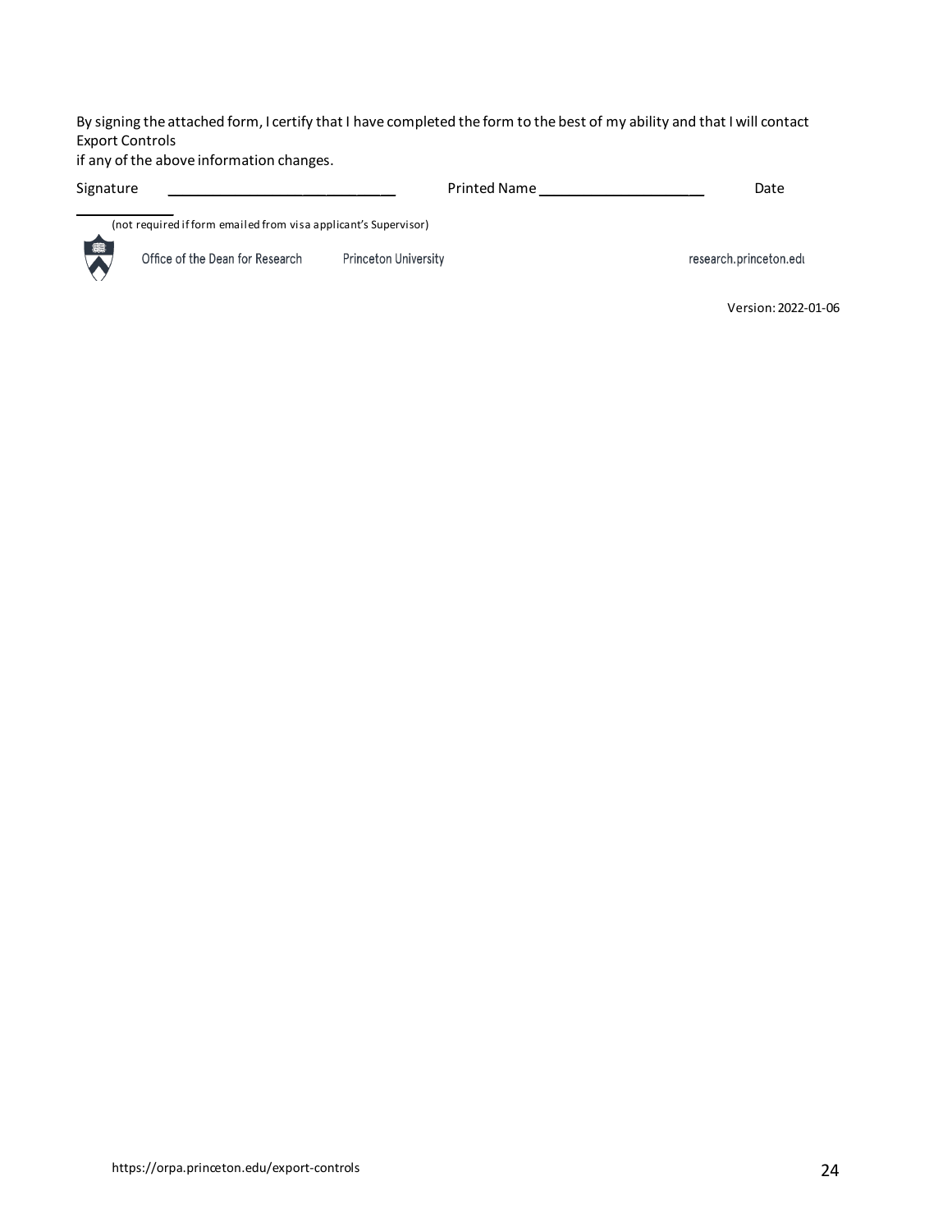By signing the attached form, I certify that I have completed the form to the best of my ability and that I will contact Export Controls
if any of the above information changes.

Signature ____________________________ Printed Name ____________________ Date ____________

(not required if form emailed from visa applicant's Supervisor)

Office of the Dean for Research Princeton University research.princeton.edu

Version: 2022-01-06

https://orpa.princeton.edu/export-controls